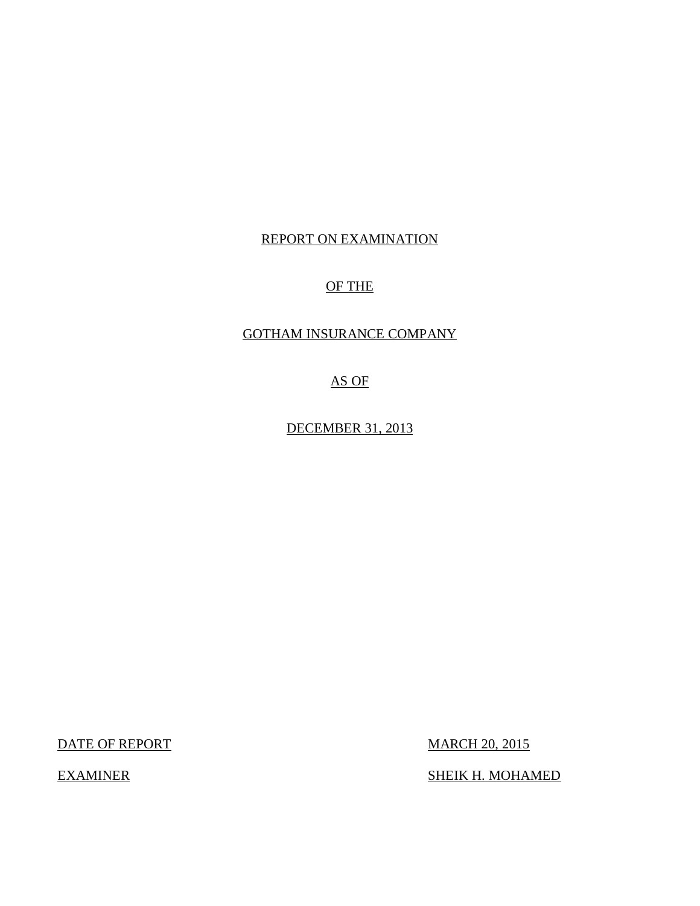REPORT ON EXAMINATION

OF THE

GOTHAM INSURANCE COMPANY

AS OF

DECEMBER 31, 2013

| | |
|---|---|
| DATE OF REPORT | MARCH 20, 2015 |
| EXAMINER | SHEIK H. MOHAMED |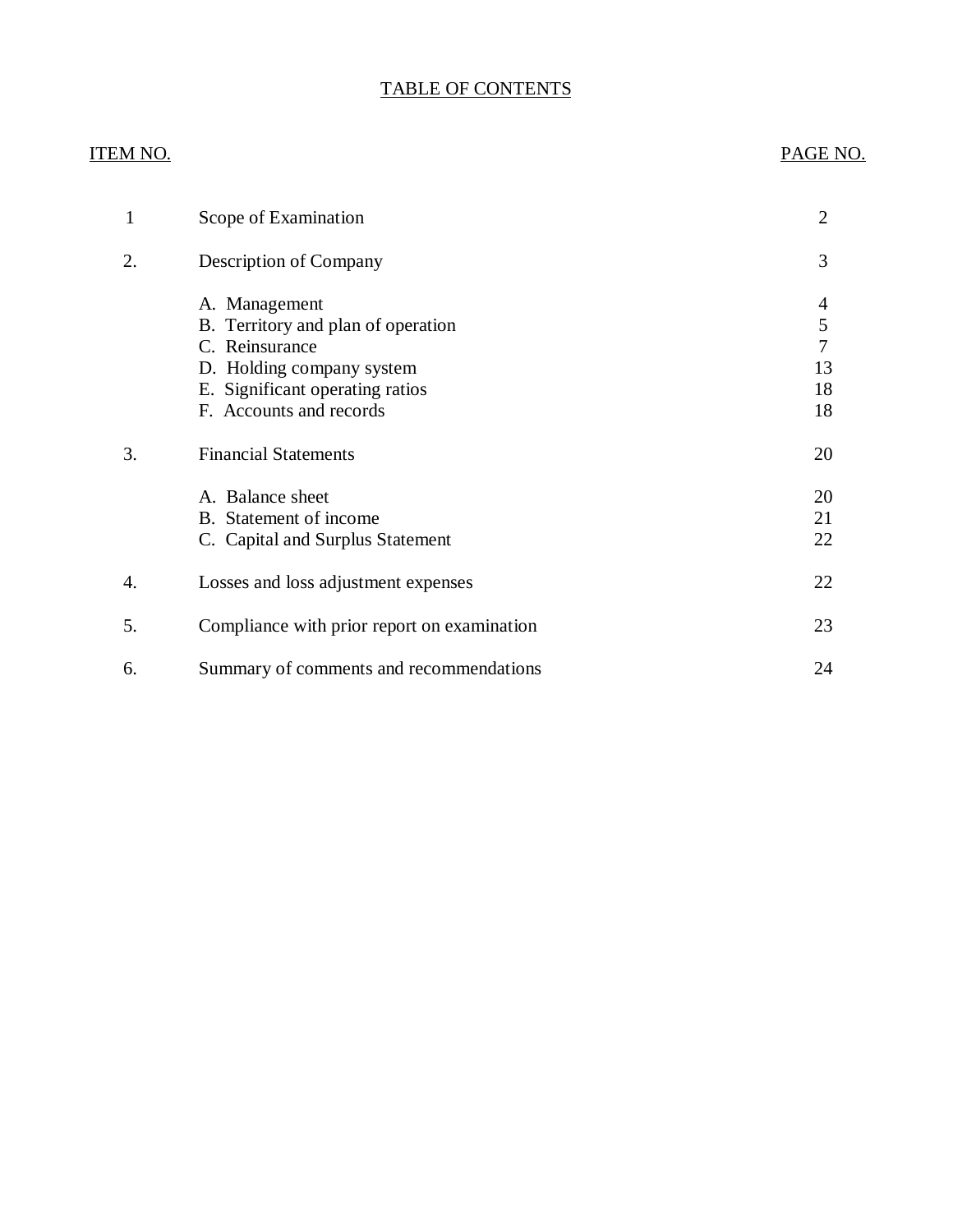# TABLE OF CONTENTS

| ITEM NO. | | PAGE NO. |
|---|---|---|
| 1 | Scope of Examination | 2 |
| 2. | Description of Company | 3 |
| | A. Management | 4 |
| | B. Territory and plan of operation | 5 |
| | C. Reinsurance | 7 |
| | D. Holding company system | 13 |
| | E. Significant operating ratios | 18 |
| | F. Accounts and records | 18 |
| 3. | Financial Statements | 20 |
| | A. Balance sheet | 20 |
| | B. Statement of income | 21 |
| | C. Capital and Surplus Statement | 22 |
| 4. | Losses and loss adjustment expenses | 22 |
| 5. | Compliance with prior report on examination | 23 |
| 6. | Summary of comments and recommendations | 24 |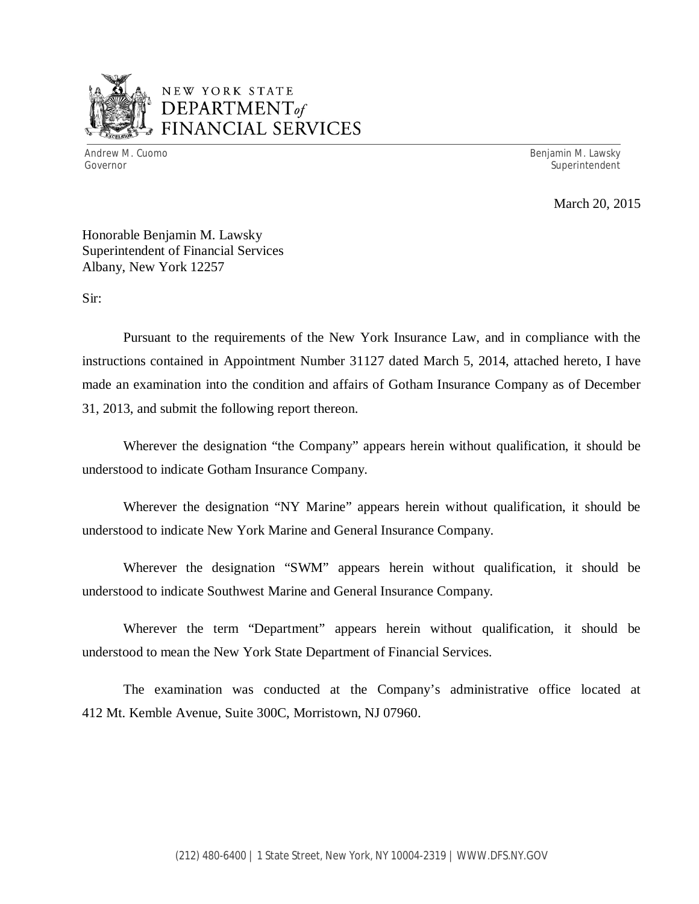NEW YORK STATE
DEPARTMENT *of*
FINANCIAL SERVICES

Andrew M. Cuomo
Governor

Benjamin M. Lawsky
Superintendent

March 20, 2015

Honorable Benjamin M. Lawsky
Superintendent of Financial Services
Albany, New York 12257

Sir:

Pursuant to the requirements of the New York Insurance Law, and in compliance with the instructions contained in Appointment Number 31127 dated March 5, 2014, attached hereto, I have made an examination into the condition and affairs of Gotham Insurance Company as of December 31, 2013, and submit the following report thereon.

Wherever the designation "the Company" appears herein without qualification, it should be understood to indicate Gotham Insurance Company.

Wherever the designation "NY Marine" appears herein without qualification, it should be understood to indicate New York Marine and General Insurance Company.

Wherever the designation "SWM" appears herein without qualification, it should be understood to indicate Southwest Marine and General Insurance Company.

Wherever the term "Department" appears herein without qualification, it should be understood to mean the New York State Department of Financial Services.

The examination was conducted at the Company's administrative office located at 412 Mt. Kemble Avenue, Suite 300C, Morristown, NJ 07960.

(212) 480-6400 | 1 State Street, New York, NY 10004-2319 | WWW.DFS.NY.GOV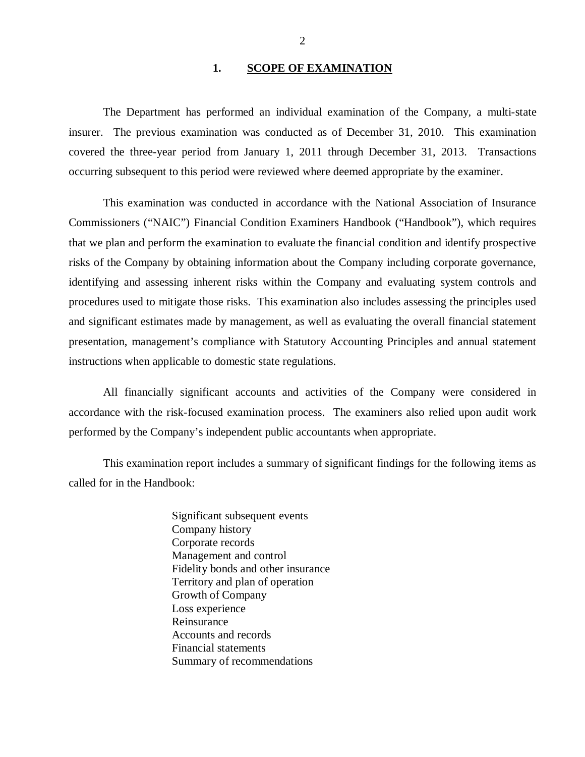## 1. SCOPE OF EXAMINATION

The Department has performed an individual examination of the Company, a multi-state insurer. The previous examination was conducted as of December 31, 2010. This examination covered the three-year period from January 1, 2011 through December 31, 2013. Transactions occurring subsequent to this period were reviewed where deemed appropriate by the examiner.

This examination was conducted in accordance with the National Association of Insurance Commissioners ("NAIC") Financial Condition Examiners Handbook ("Handbook"), which requires that we plan and perform the examination to evaluate the financial condition and identify prospective risks of the Company by obtaining information about the Company including corporate governance, identifying and assessing inherent risks within the Company and evaluating system controls and procedures used to mitigate those risks. This examination also includes assessing the principles used and significant estimates made by management, as well as evaluating the overall financial statement presentation, management's compliance with Statutory Accounting Principles and annual statement instructions when applicable to domestic state regulations.

All financially significant accounts and activities of the Company were considered in accordance with the risk-focused examination process. The examiners also relied upon audit work performed by the Company's independent public accountants when appropriate.

This examination report includes a summary of significant findings for the following items as called for in the Handbook:

Significant subsequent events
Company history
Corporate records
Management and control
Fidelity bonds and other insurance
Territory and plan of operation
Growth of Company
Loss experience
Reinsurance
Accounts and records
Financial statements
Summary of recommendations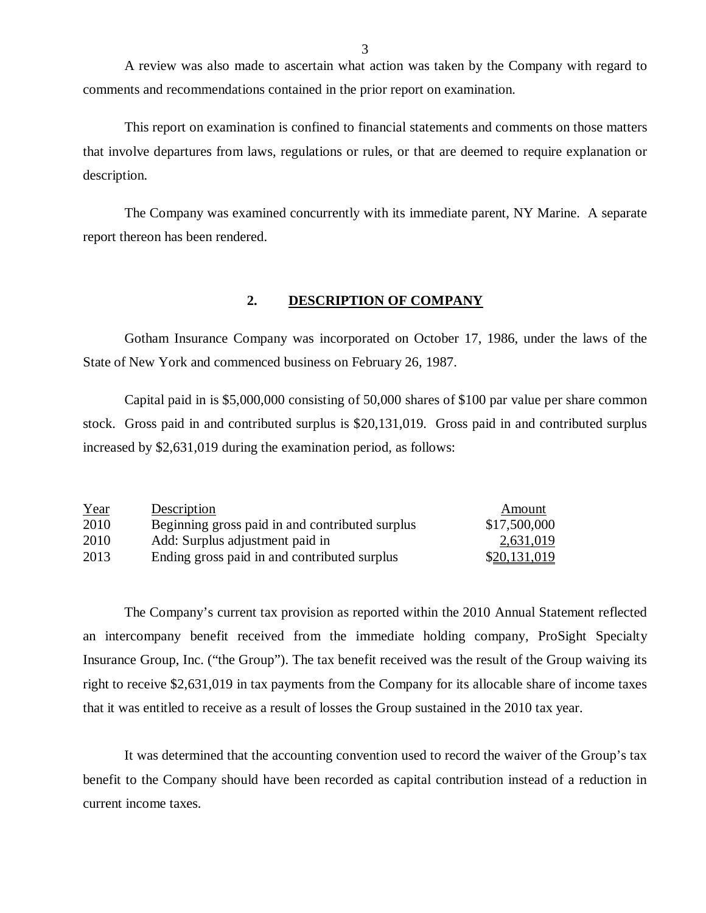A review was also made to ascertain what action was taken by the Company with regard to comments and recommendations contained in the prior report on examination.

This report on examination is confined to financial statements and comments on those matters that involve departures from laws, regulations or rules, or that are deemed to require explanation or description.

The Company was examined concurrently with its immediate parent, NY Marine. A separate report thereon has been rendered.

## 2. DESCRIPTION OF COMPANY

Gotham Insurance Company was incorporated on October 17, 1986, under the laws of the State of New York and commenced business on February 26, 1987.

Capital paid in is $5,000,000 consisting of 50,000 shares of $100 par value per share common stock. Gross paid in and contributed surplus is $20,131,019. Gross paid in and contributed surplus increased by $2,631,019 during the examination period, as follows:

| Year | Description | Amount |
|---|---|---|
| 2010 | Beginning gross paid in and contributed surplus | $17,500,000 |
| 2010 | Add: Surplus adjustment paid in | 2,631,019 |
| 2013 | Ending gross paid in and contributed surplus | $20,131,019 |

The Company's current tax provision as reported within the 2010 Annual Statement reflected an intercompany benefit received from the immediate holding company, ProSight Specialty Insurance Group, Inc. ("the Group"). The tax benefit received was the result of the Group waiving its right to receive $2,631,019 in tax payments from the Company for its allocable share of income taxes that it was entitled to receive as a result of losses the Group sustained in the 2010 tax year.

It was determined that the accounting convention used to record the waiver of the Group's tax benefit to the Company should have been recorded as capital contribution instead of a reduction in current income taxes.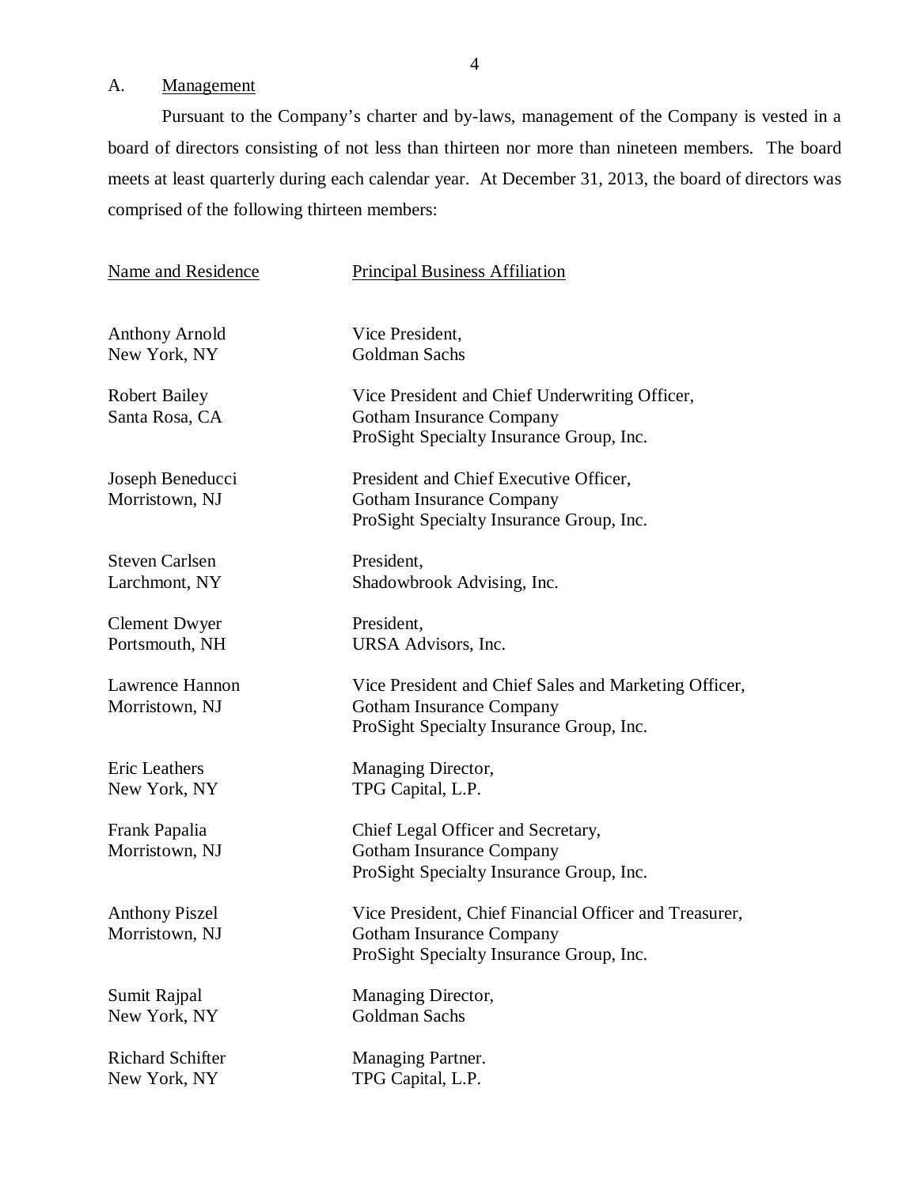## A. Management

Pursuant to the Company's charter and by-laws, management of the Company is vested in a board of directors consisting of not less than thirteen nor more than nineteen members. The board meets at least quarterly during each calendar year. At December 31, 2013, the board of directors was comprised of the following thirteen members:

| Name and Residence | Principal Business Affiliation |
|---|---|
| Anthony Arnold<br>New York, NY | Vice President,<br>Goldman Sachs |
| Robert Bailey<br>Santa Rosa, CA | Vice President and Chief Underwriting Officer,<br>Gotham Insurance Company<br>ProSight Specialty Insurance Group, Inc. |
| Joseph Beneducci<br>Morristown, NJ | President and Chief Executive Officer,<br>Gotham Insurance Company<br>ProSight Specialty Insurance Group, Inc. |
| Steven Carlsen<br>Larchmont, NY | President,<br>Shadowbrook Advising, Inc. |
| Clement Dwyer<br>Portsmouth, NH | President,<br>URSA Advisors, Inc. |
| Lawrence Hannon<br>Morristown, NJ | Vice President and Chief Sales and Marketing Officer,<br>Gotham Insurance Company<br>ProSight Specialty Insurance Group, Inc. |
| Eric Leathers<br>New York, NY | Managing Director,<br>TPG Capital, L.P. |
| Frank Papalia<br>Morristown, NJ | Chief Legal Officer and Secretary,<br>Gotham Insurance Company<br>ProSight Specialty Insurance Group, Inc. |
| Anthony Piszel<br>Morristown, NJ | Vice President, Chief Financial Officer and Treasurer,<br>Gotham Insurance Company<br>ProSight Specialty Insurance Group, Inc. |
| Sumit Rajpal<br>New York, NY | Managing Director,<br>Goldman Sachs |
| Richard Schifter<br>New York, NY | Managing Partner.<br>TPG Capital, L.P. |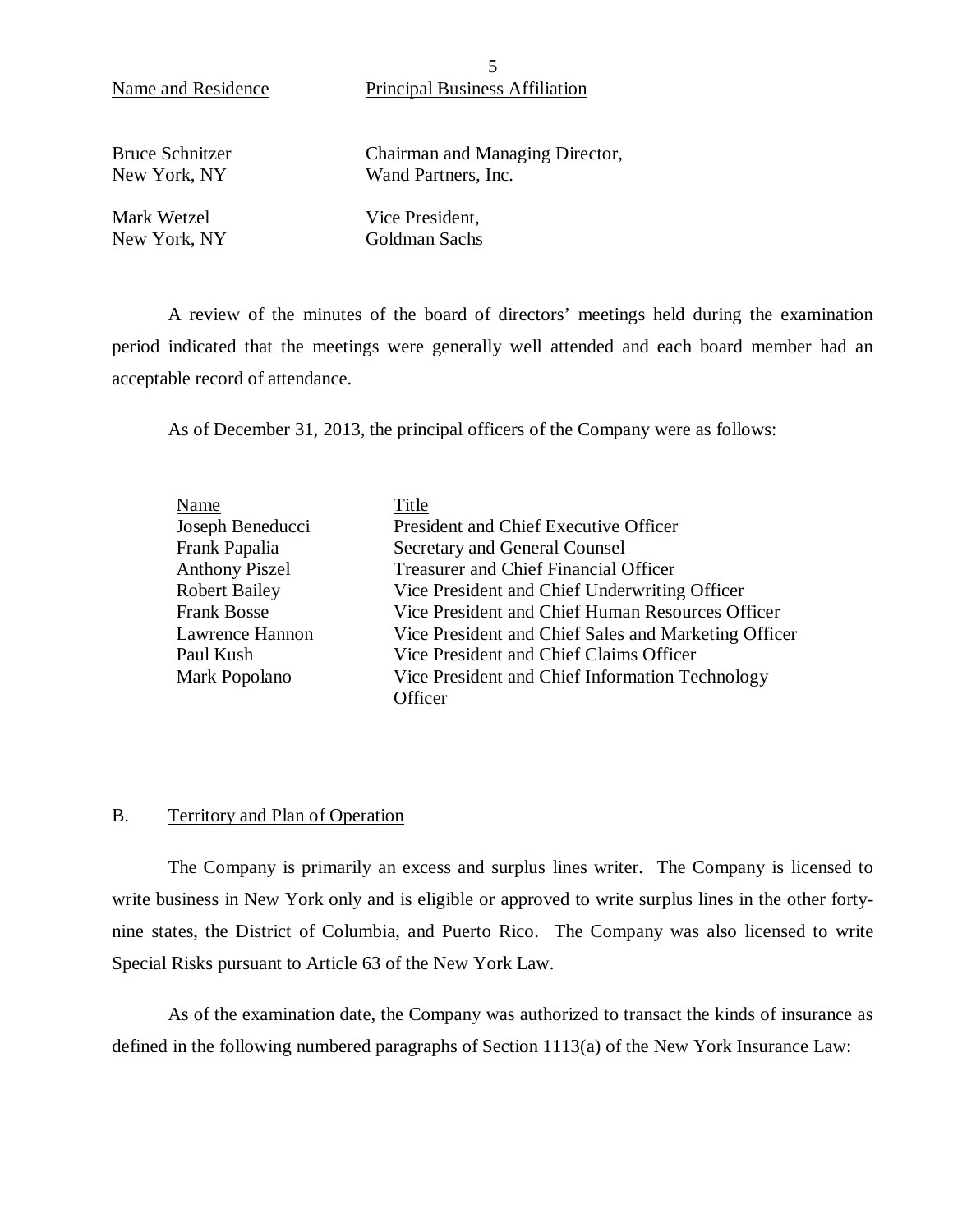| Name and Residence | Principal Business Affiliation |
|---|---|
| Bruce Schnitzer<br>New York, NY | Chairman and Managing Director,<br>Wand Partners, Inc. |
| Mark Wetzel<br>New York, NY | Vice President,<br>Goldman Sachs |

A review of the minutes of the board of directors' meetings held during the examination period indicated that the meetings were generally well attended and each board member had an acceptable record of attendance.

As of December 31, 2013, the principal officers of the Company were as follows:

| Name | Title |
|---|---|
| Joseph Beneducci | President and Chief Executive Officer |
| Frank Papalia | Secretary and General Counsel |
| Anthony Piszel | Treasurer and Chief Financial Officer |
| Robert Bailey | Vice President and Chief Underwriting Officer |
| Frank Bosse | Vice President and Chief Human Resources Officer |
| Lawrence Hannon | Vice President and Chief Sales and Marketing Officer |
| Paul Kush | Vice President and Chief Claims Officer |
| Mark Popolano | Vice President and Chief Information Technology Officer |

## B. Territory and Plan of Operation

The Company is primarily an excess and surplus lines writer. The Company is licensed to write business in New York only and is eligible or approved to write surplus lines in the other forty-nine states, the District of Columbia, and Puerto Rico. The Company was also licensed to write Special Risks pursuant to Article 63 of the New York Law.

As of the examination date, the Company was authorized to transact the kinds of insurance as defined in the following numbered paragraphs of Section 1113(a) of the New York Insurance Law: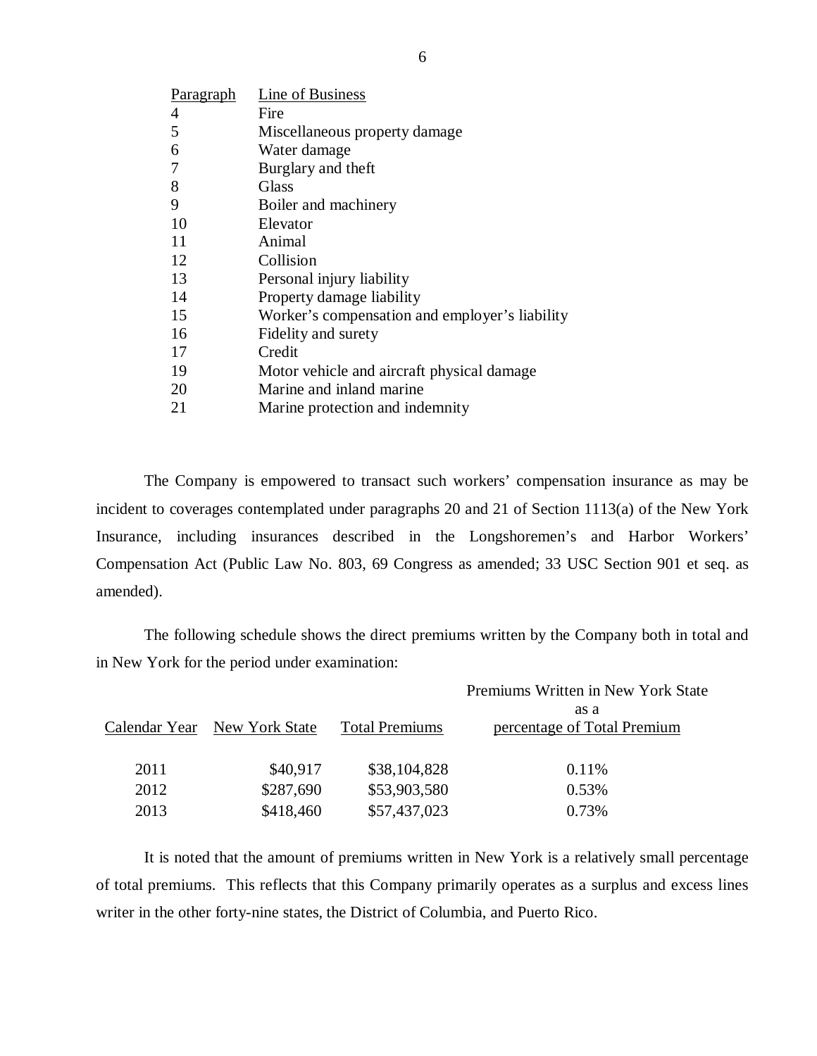| Paragraph | Line of Business |
|---|---|
| 4 | Fire |
| 5 | Miscellaneous property damage |
| 6 | Water damage |
| 7 | Burglary and theft |
| 8 | Glass |
| 9 | Boiler and machinery |
| 10 | Elevator |
| 11 | Animal |
| 12 | Collision |
| 13 | Personal injury liability |
| 14 | Property damage liability |
| 15 | Worker's compensation and employer's liability |
| 16 | Fidelity and surety |
| 17 | Credit |
| 19 | Motor vehicle and aircraft physical damage |
| 20 | Marine and inland marine |
| 21 | Marine protection and indemnity |

The Company is empowered to transact such workers' compensation insurance as may be incident to coverages contemplated under paragraphs 20 and 21 of Section 1113(a) of the New York Insurance, including insurances described in the Longshoremen's and Harbor Workers' Compensation Act (Public Law No. 803, 69 Congress as amended; 33 USC Section 901 et seq. as amended).

The following schedule shows the direct premiums written by the Company both in total and in New York for the period under examination:

| Calendar Year | New York State | Total Premiums | Premiums Written in New York State as a percentage of Total Premium |
|---|---|---|---|
| 2011 | $40,917 | $38,104,828 | 0.11% |
| 2012 | $287,690 | $53,903,580 | 0.53% |
| 2013 | $418,460 | $57,437,023 | 0.73% |

It is noted that the amount of premiums written in New York is a relatively small percentage of total premiums. This reflects that this Company primarily operates as a surplus and excess lines writer in the other forty-nine states, the District of Columbia, and Puerto Rico.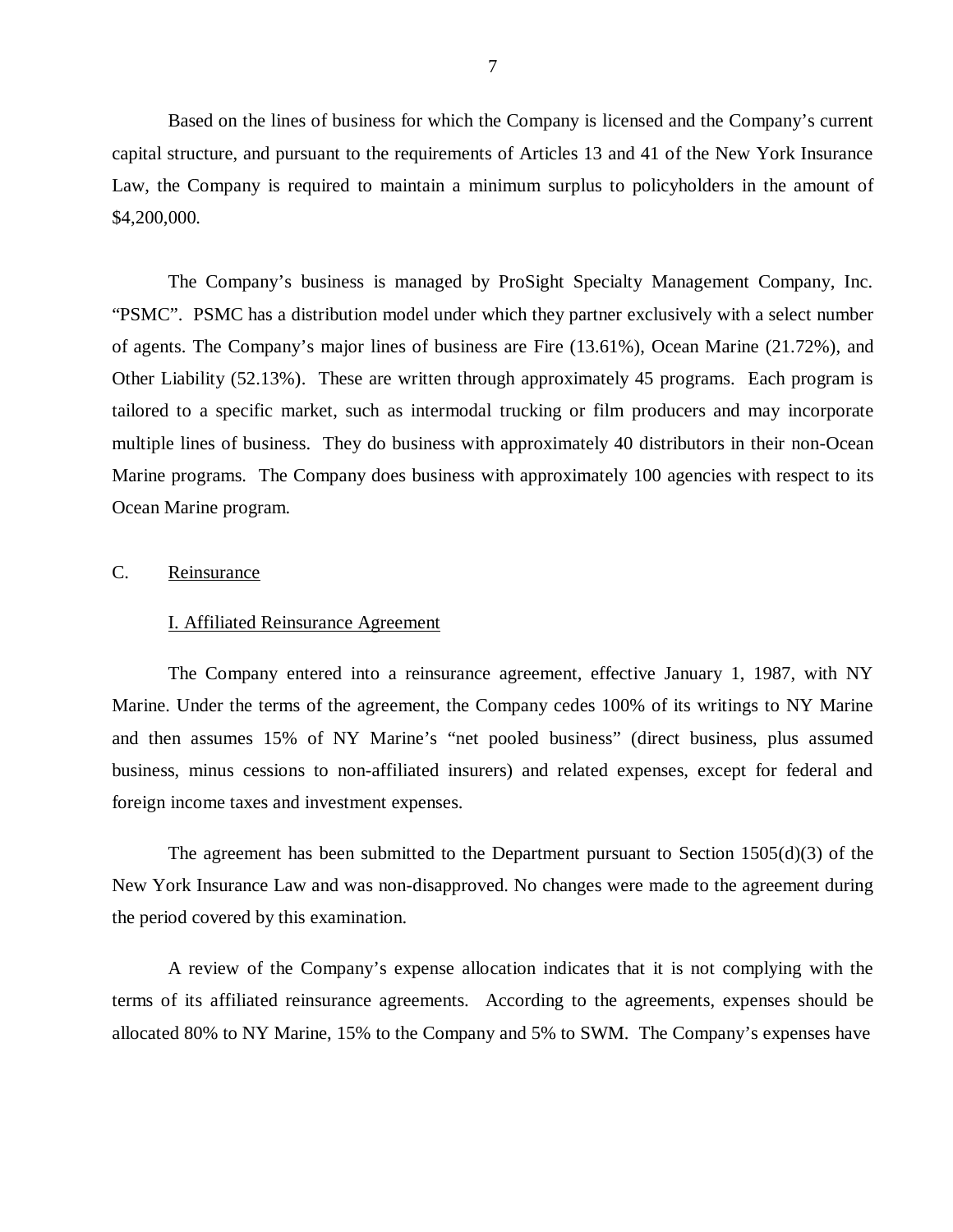Based on the lines of business for which the Company is licensed and the Company's current capital structure, and pursuant to the requirements of Articles 13 and 41 of the New York Insurance Law, the Company is required to maintain a minimum surplus to policyholders in the amount of $4,200,000.

The Company's business is managed by ProSight Specialty Management Company, Inc. "PSMC". PSMC has a distribution model under which they partner exclusively with a select number of agents. The Company's major lines of business are Fire (13.61%), Ocean Marine (21.72%), and Other Liability (52.13%). These are written through approximately 45 programs. Each program is tailored to a specific market, such as intermodal trucking or film producers and may incorporate multiple lines of business. They do business with approximately 40 distributors in their non-Ocean Marine programs. The Company does business with approximately 100 agencies with respect to its Ocean Marine program.

## C. Reinsurance

### I. Affiliated Reinsurance Agreement

The Company entered into a reinsurance agreement, effective January 1, 1987, with NY Marine. Under the terms of the agreement, the Company cedes 100% of its writings to NY Marine and then assumes 15% of NY Marine's "net pooled business" (direct business, plus assumed business, minus cessions to non-affiliated insurers) and related expenses, except for federal and foreign income taxes and investment expenses.

The agreement has been submitted to the Department pursuant to Section 1505(d)(3) of the New York Insurance Law and was non-disapproved. No changes were made to the agreement during the period covered by this examination.

A review of the Company's expense allocation indicates that it is not complying with the terms of its affiliated reinsurance agreements. According to the agreements, expenses should be allocated 80% to NY Marine, 15% to the Company and 5% to SWM. The Company's expenses have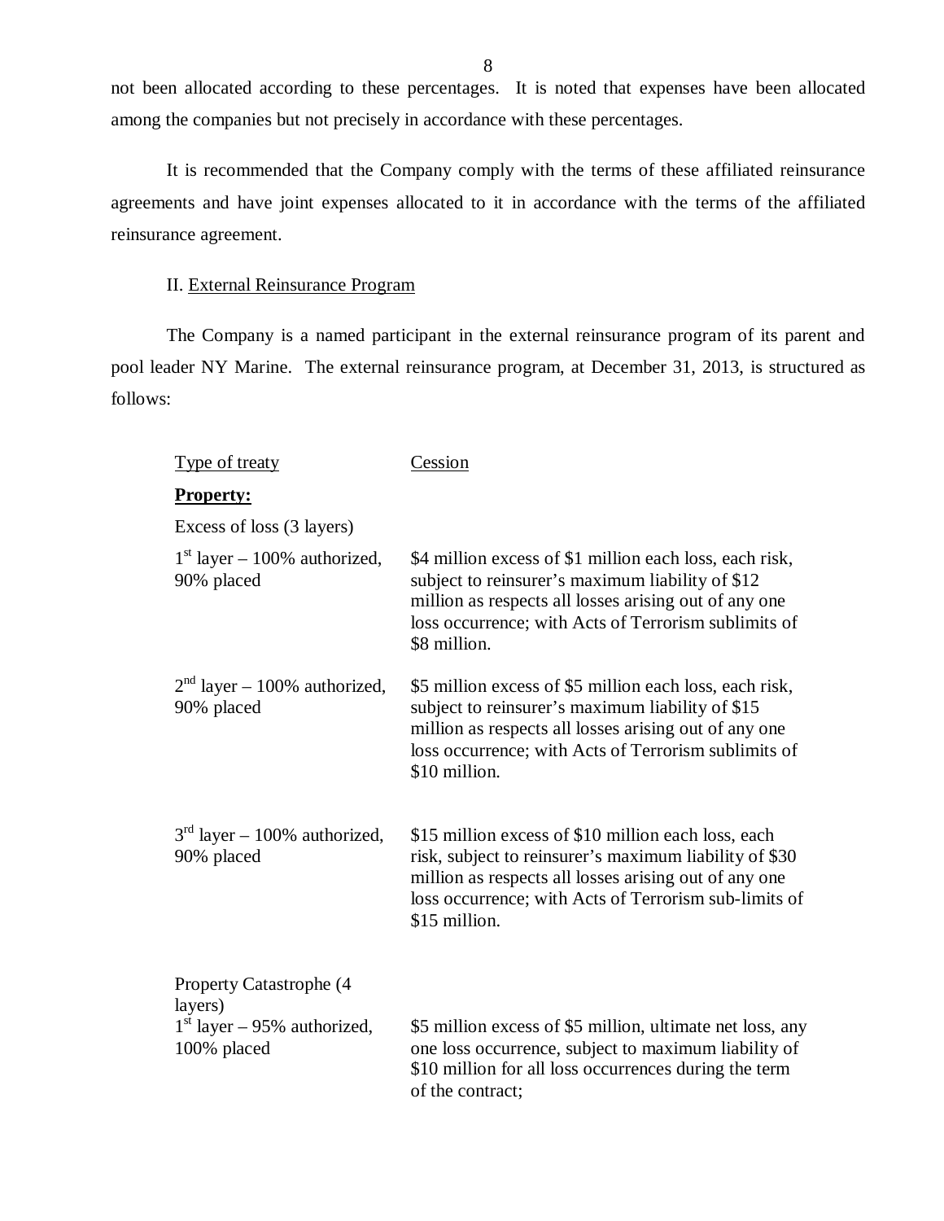not been allocated according to these percentages. It is noted that expenses have been allocated among the companies but not precisely in accordance with these percentages.

It is recommended that the Company comply with the terms of these affiliated reinsurance agreements and have joint expenses allocated to it in accordance with the terms of the affiliated reinsurance agreement.

II. External Reinsurance Program

The Company is a named participant in the external reinsurance program of its parent and pool leader NY Marine. The external reinsurance program, at December 31, 2013, is structured as follows:

| Type of treaty | Cession |
|---|---|
| **Property:** | |
| Excess of loss (3 layers) | |
| 1st layer – 100% authorized, 90% placed | \$4 million excess of \$1 million each loss, each risk, subject to reinsurer's maximum liability of \$12 million as respects all losses arising out of any one loss occurrence; with Acts of Terrorism sublimits of \$8 million. |
| 2nd layer – 100% authorized, 90% placed | \$5 million excess of \$5 million each loss, each risk, subject to reinsurer's maximum liability of \$15 million as respects all losses arising out of any one loss occurrence; with Acts of Terrorism sublimits of \$10 million. |
| 3rd layer – 100% authorized, 90% placed | \$15 million excess of \$10 million each loss, each risk, subject to reinsurer's maximum liability of \$30 million as respects all losses arising out of any one loss occurrence; with Acts of Terrorism sub-limits of \$15 million. |
| Property Catastrophe (4 layers) | |
| 1st layer – 95% authorized, 100% placed | \$5 million excess of \$5 million, ultimate net loss, any one loss occurrence, subject to maximum liability of \$10 million for all loss occurrences during the term of the contract; |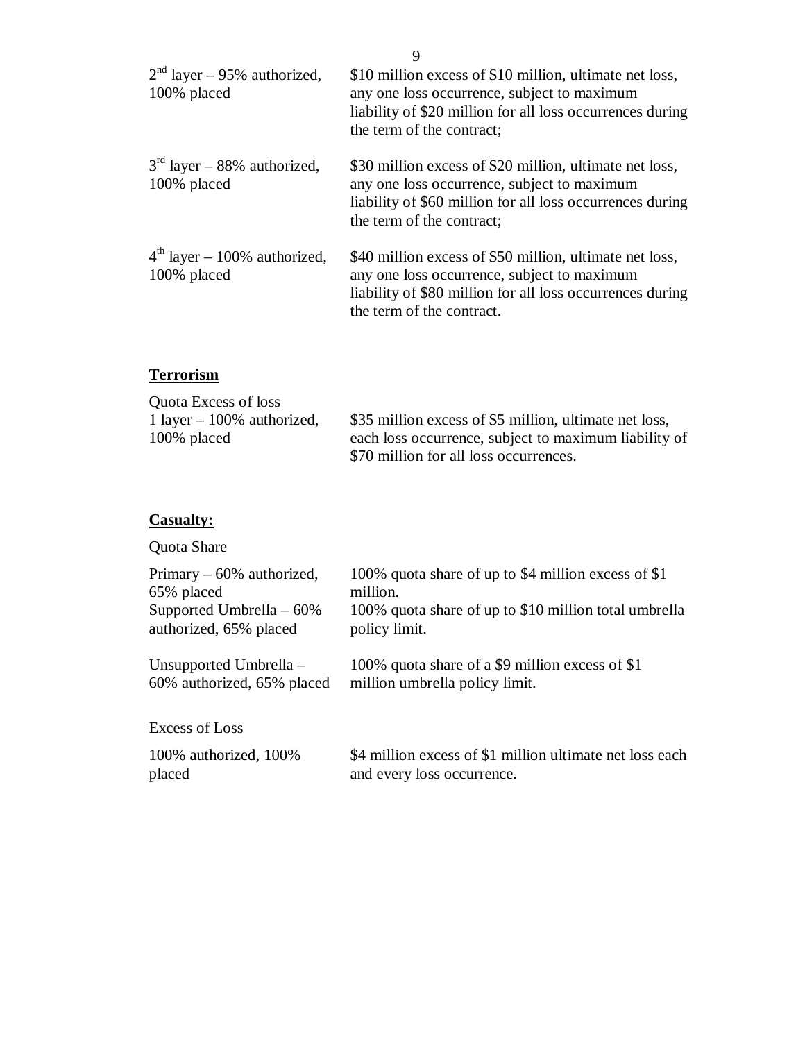| | |
|---|---|
| 2nd layer – 95% authorized, 100% placed | $10 million excess of $10 million, ultimate net loss, any one loss occurrence, subject to maximum liability of $20 million for all loss occurrences during the term of the contract; |
| 3rd layer – 88% authorized, 100% placed | $30 million excess of $20 million, ultimate net loss, any one loss occurrence, subject to maximum liability of $60 million for all loss occurrences during the term of the contract; |
| 4th layer – 100% authorized, 100% placed | $40 million excess of $50 million, ultimate net loss, any one loss occurrence, subject to maximum liability of $80 million for all loss occurrences during the term of the contract. |

**Terrorism**

Quota Excess of loss

| | |
|---|---|
| 1 layer – 100% authorized, 100% placed | $35 million excess of $5 million, ultimate net loss, each loss occurrence, subject to maximum liability of $70 million for all loss occurrences. |

**Casualty:**

Quota Share

| | |
|---|---|
| Primary – 60% authorized, 65% placed | 100% quota share of up to $4 million excess of $1 million. |
| Supported Umbrella – 60% authorized, 65% placed | 100% quota share of up to $10 million total umbrella policy limit. |
| Unsupported Umbrella – 60% authorized, 65% placed | 100% quota share of a $9 million excess of $1 million umbrella policy limit. |

Excess of Loss

| | |
|---|---|
| 100% authorized, 100% placed | $4 million excess of $1 million ultimate net loss each and every loss occurrence. |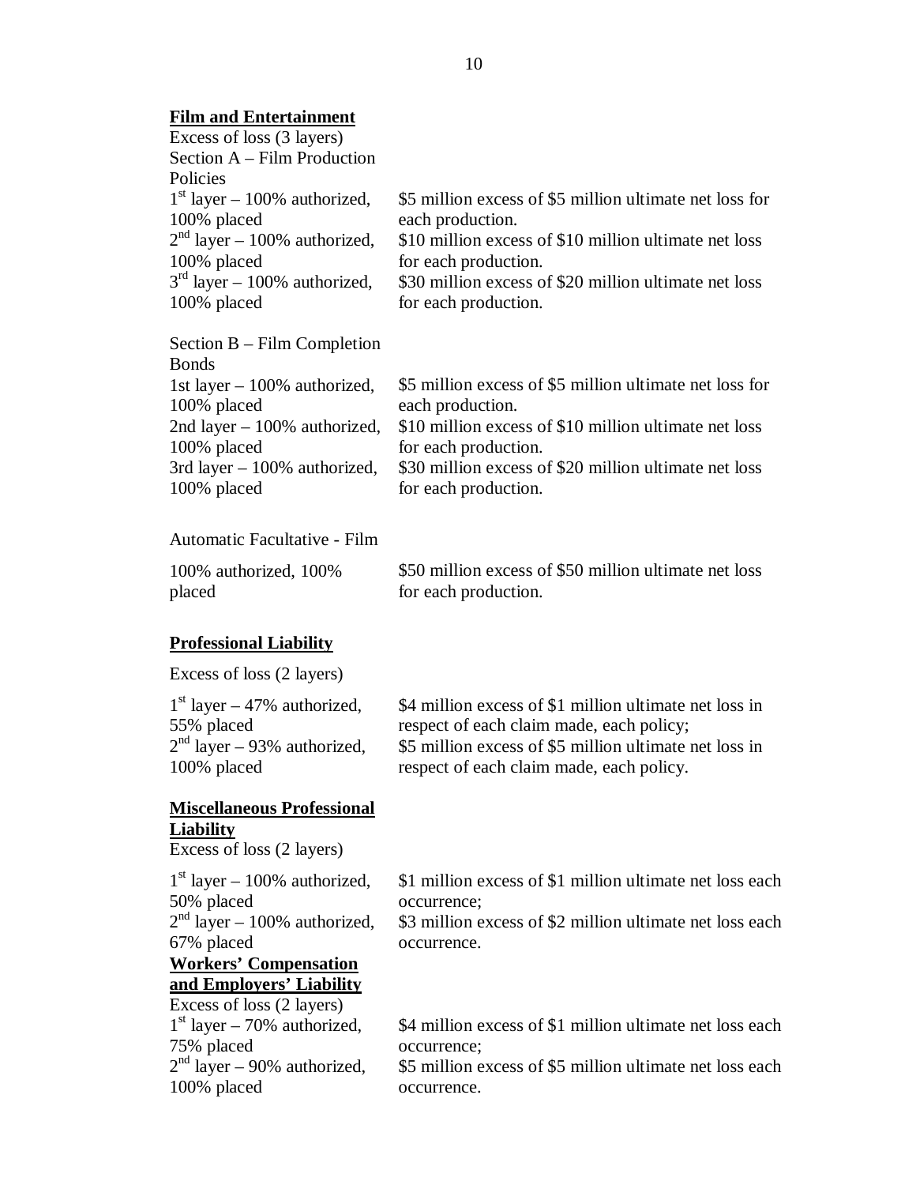**Film and Entertainment**

Excess of loss (3 layers)

Section A – Film Production Policies

| | |
|---|---|
| 1st layer – 100% authorized, 100% placed | \$5 million excess of \$5 million ultimate net loss for each production. |
| 2nd layer – 100% authorized, 100% placed | \$10 million excess of \$10 million ultimate net loss for each production. |
| 3rd layer – 100% authorized, 100% placed | \$30 million excess of \$20 million ultimate net loss for each production. |

Section B – Film Completion Bonds

| | |
|---|---|
| 1st layer – 100% authorized, 100% placed | \$5 million excess of \$5 million ultimate net loss for each production. |
| 2nd layer – 100% authorized, 100% placed | \$10 million excess of \$10 million ultimate net loss for each production. |
| 3rd layer – 100% authorized, 100% placed | \$30 million excess of \$20 million ultimate net loss for each production. |

Automatic Facultative - Film

| | |
|---|---|
| 100% authorized, 100% placed | \$50 million excess of \$50 million ultimate net loss for each production. |

**Professional Liability**

Excess of loss (2 layers)

| | |
|---|---|
| 1st layer – 47% authorized, 55% placed | \$4 million excess of \$1 million ultimate net loss in respect of each claim made, each policy; |
| 2nd layer – 93% authorized, 100% placed | \$5 million excess of \$5 million ultimate net loss in respect of each claim made, each policy. |

**Miscellaneous Professional Liability**

Excess of loss (2 layers)

| | |
|---|---|
| 1st layer – 100% authorized, 50% placed | \$1 million excess of \$1 million ultimate net loss each occurrence; |
| 2nd layer – 100% authorized, 67% placed | \$3 million excess of \$2 million ultimate net loss each occurrence. |

**Workers' Compensation and Employers' Liability**

Excess of loss (2 layers)

| | |
|---|---|
| 1st layer – 70% authorized, 75% placed | \$4 million excess of \$1 million ultimate net loss each occurrence; |
| 2nd layer – 90% authorized, 100% placed | \$5 million excess of \$5 million ultimate net loss each occurrence. |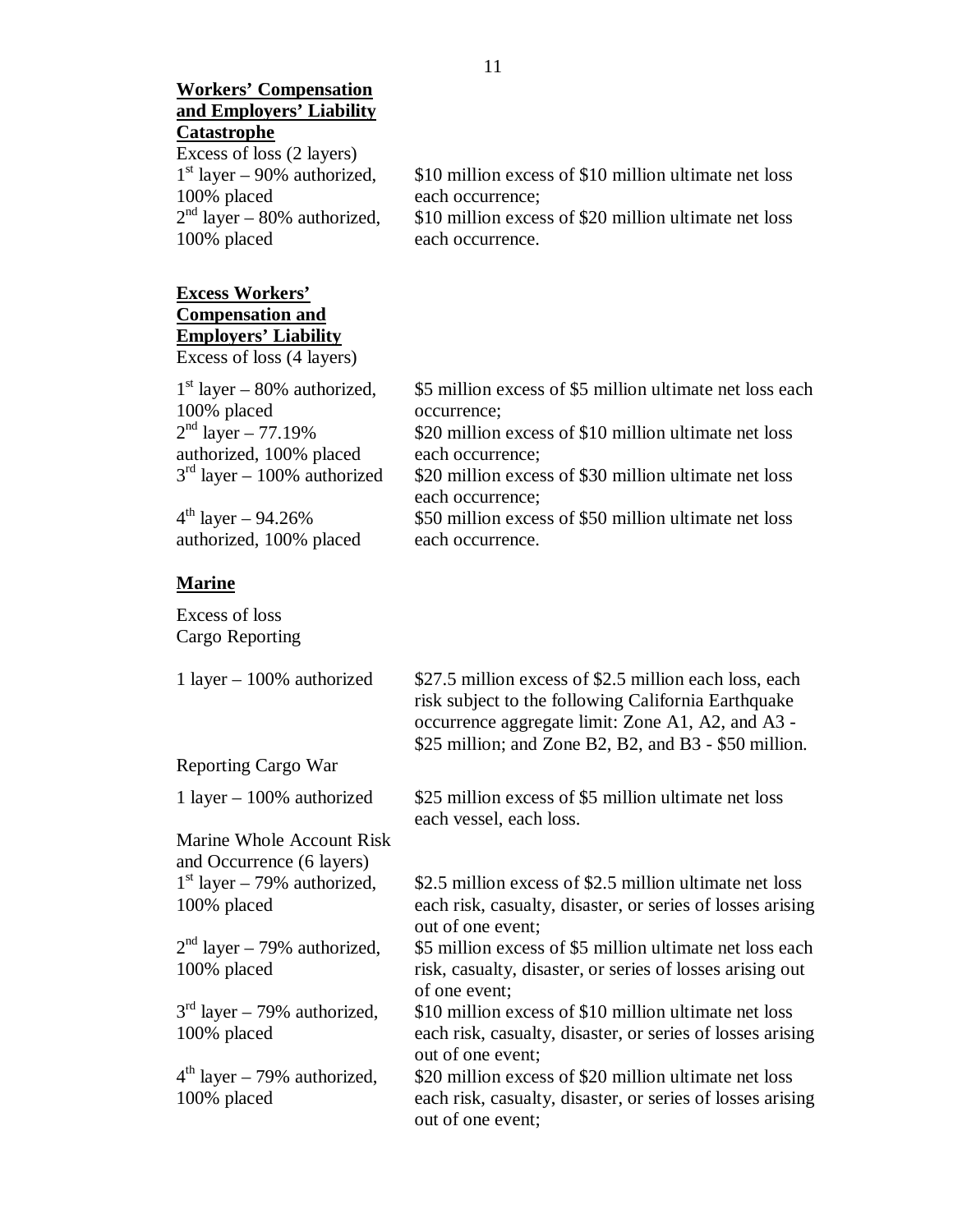**Workers' Compensation and Employers' Liability Catastrophe**

Excess of loss (2 layers)

| | |
|---|---|
| 1st layer – 90% authorized, 100% placed | \$10 million excess of \$10 million ultimate net loss each occurrence; |
| 2nd layer – 80% authorized, 100% placed | \$10 million excess of \$20 million ultimate net loss each occurrence. |

**Excess Workers' Compensation and Employers' Liability**

Excess of loss (4 layers)

| | |
|---|---|
| 1st layer – 80% authorized, 100% placed | \$5 million excess of \$5 million ultimate net loss each occurrence; |
| 2nd layer – 77.19% authorized, 100% placed | \$20 million excess of \$10 million ultimate net loss each occurrence; |
| 3rd layer – 100% authorized | \$20 million excess of \$30 million ultimate net loss each occurrence; |
| 4th layer – 94.26% authorized, 100% placed | \$50 million excess of \$50 million ultimate net loss each occurrence. |

**Marine**

Excess of loss
Cargo Reporting

| | |
|---|---|
| 1 layer – 100% authorized | \$27.5 million excess of \$2.5 million each loss, each risk subject to the following California Earthquake occurrence aggregate limit: Zone A1, A2, and A3 - \$25 million; and Zone B2, B2, and B3 - \$50 million. |

Reporting Cargo War

| | |
|---|---|
| 1 layer – 100% authorized | \$25 million excess of \$5 million ultimate net loss each vessel, each loss. |

Marine Whole Account Risk and Occurrence (6 layers)

| | |
|---|---|
| 1st layer – 79% authorized, 100% placed | \$2.5 million excess of \$2.5 million ultimate net loss each risk, casualty, disaster, or series of losses arising out of one event; |
| 2nd layer – 79% authorized, 100% placed | \$5 million excess of \$5 million ultimate net loss each risk, casualty, disaster, or series of losses arising out of one event; |
| 3rd layer – 79% authorized, 100% placed | \$10 million excess of \$10 million ultimate net loss each risk, casualty, disaster, or series of losses arising out of one event; |
| 4th layer – 79% authorized, 100% placed | \$20 million excess of \$20 million ultimate net loss each risk, casualty, disaster, or series of losses arising out of one event; |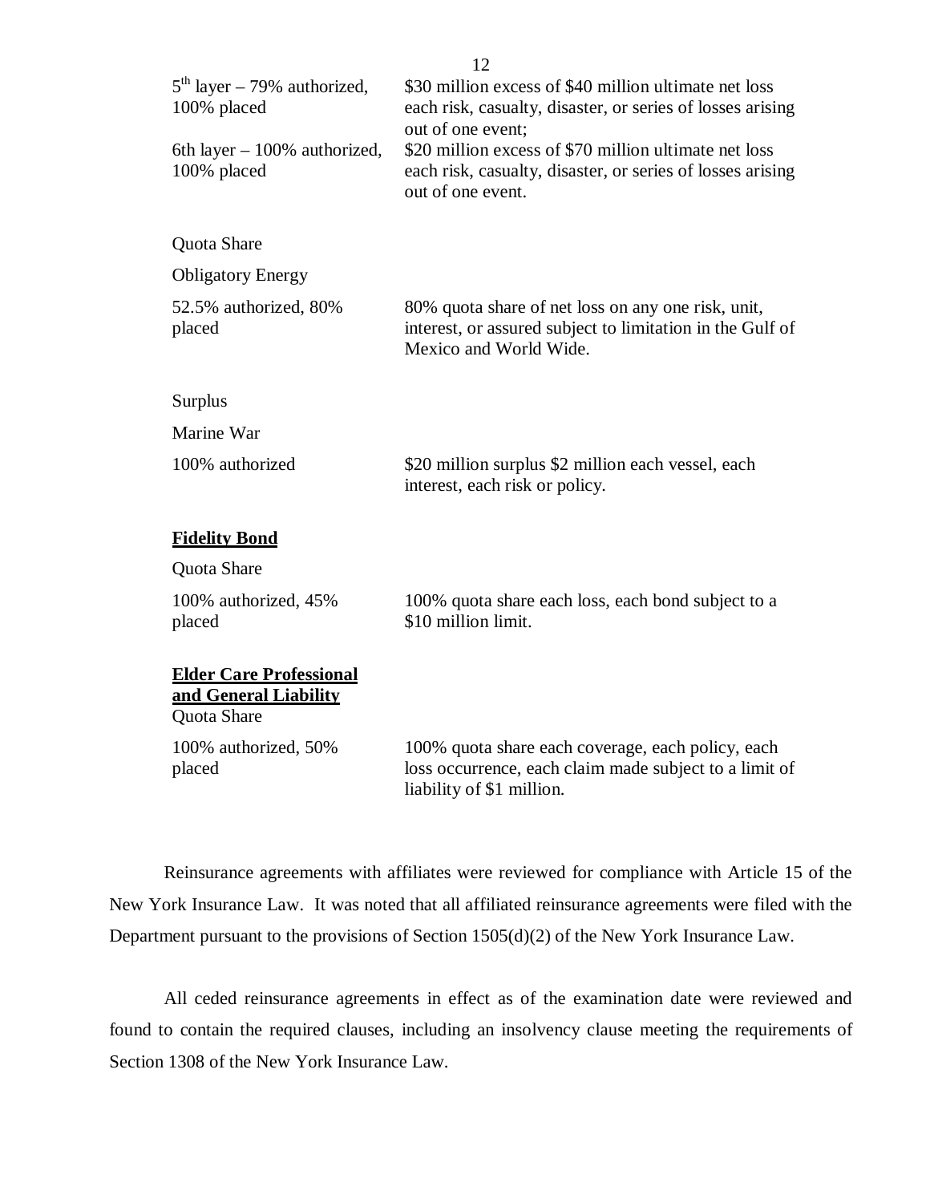| | |
|---|---|
| 5th layer – 79% authorized, 100% placed | \$30 million excess of \$40 million ultimate net loss each risk, casualty, disaster, or series of losses arising out of one event; |
| 6th layer – 100% authorized, 100% placed | \$20 million excess of \$70 million ultimate net loss each risk, casualty, disaster, or series of losses arising out of one event. |

Quota Share

Obligatory Energy

| | |
|---|---|
| 52.5% authorized, 80% placed | 80% quota share of net loss on any one risk, unit, interest, or assured subject to limitation in the Gulf of Mexico and World Wide. |

Surplus

Marine War

| | |
|---|---|
| 100% authorized | \$20 million surplus \$2 million each vessel, each interest, each risk or policy. |

**Fidelity Bond**

Quota Share

| | |
|---|---|
| 100% authorized, 45% placed | 100% quota share each loss, each bond subject to a \$10 million limit. |

**Elder Care Professional and General Liability**

Quota Share

| | |
|---|---|
| 100% authorized, 50% placed | 100% quota share each coverage, each policy, each loss occurrence, each claim made subject to a limit of liability of \$1 million. |

Reinsurance agreements with affiliates were reviewed for compliance with Article 15 of the New York Insurance Law. It was noted that all affiliated reinsurance agreements were filed with the Department pursuant to the provisions of Section 1505(d)(2) of the New York Insurance Law.

All ceded reinsurance agreements in effect as of the examination date were reviewed and found to contain the required clauses, including an insolvency clause meeting the requirements of Section 1308 of the New York Insurance Law.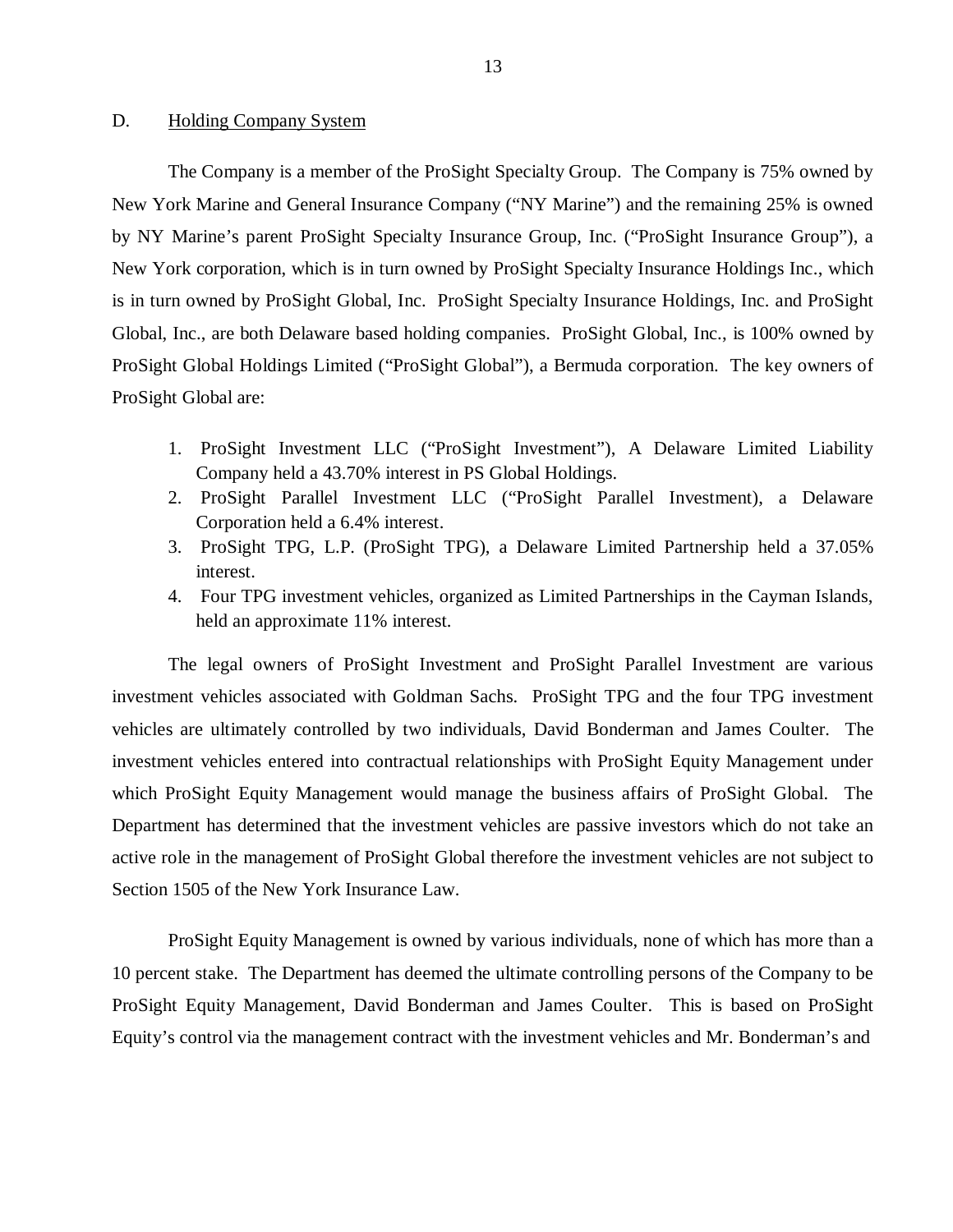D. Holding Company System

The Company is a member of the ProSight Specialty Group. The Company is 75% owned by New York Marine and General Insurance Company ("NY Marine") and the remaining 25% is owned by NY Marine's parent ProSight Specialty Insurance Group, Inc. ("ProSight Insurance Group"), a New York corporation, which is in turn owned by ProSight Specialty Insurance Holdings Inc., which is in turn owned by ProSight Global, Inc. ProSight Specialty Insurance Holdings, Inc. and ProSight Global, Inc., are both Delaware based holding companies. ProSight Global, Inc., is 100% owned by ProSight Global Holdings Limited ("ProSight Global"), a Bermuda corporation. The key owners of ProSight Global are:

1. ProSight Investment LLC ("ProSight Investment"), A Delaware Limited Liability Company held a 43.70% interest in PS Global Holdings.
2. ProSight Parallel Investment LLC ("ProSight Parallel Investment), a Delaware Corporation held a 6.4% interest.
3. ProSight TPG, L.P. (ProSight TPG), a Delaware Limited Partnership held a 37.05% interest.
4. Four TPG investment vehicles, organized as Limited Partnerships in the Cayman Islands, held an approximate 11% interest.

The legal owners of ProSight Investment and ProSight Parallel Investment are various investment vehicles associated with Goldman Sachs. ProSight TPG and the four TPG investment vehicles are ultimately controlled by two individuals, David Bonderman and James Coulter. The investment vehicles entered into contractual relationships with ProSight Equity Management under which ProSight Equity Management would manage the business affairs of ProSight Global. The Department has determined that the investment vehicles are passive investors which do not take an active role in the management of ProSight Global therefore the investment vehicles are not subject to Section 1505 of the New York Insurance Law.

ProSight Equity Management is owned by various individuals, none of which has more than a 10 percent stake. The Department has deemed the ultimate controlling persons of the Company to be ProSight Equity Management, David Bonderman and James Coulter. This is based on ProSight Equity's control via the management contract with the investment vehicles and Mr. Bonderman's and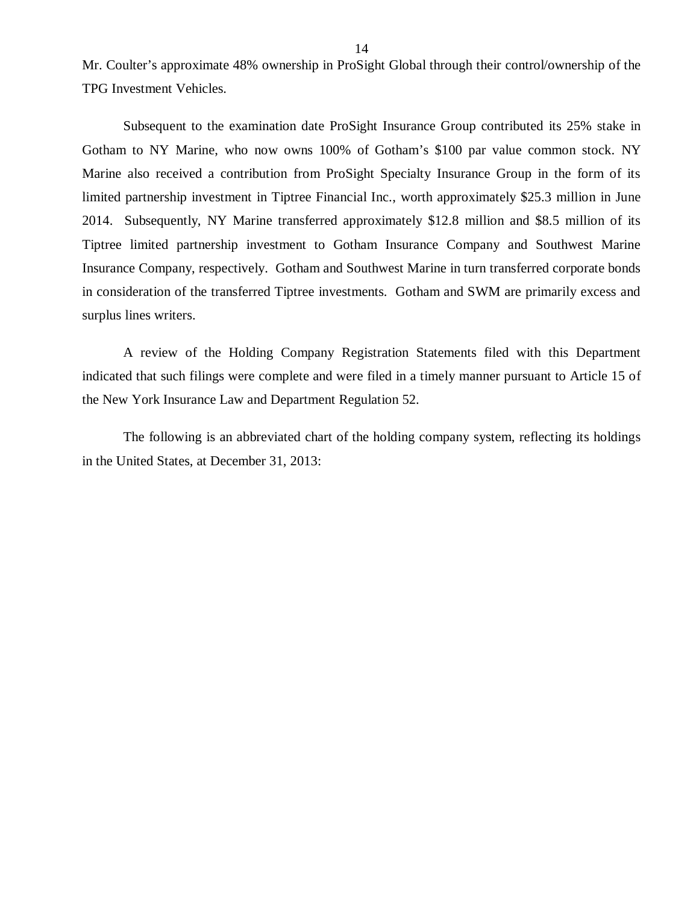Mr. Coulter's approximate 48% ownership in ProSight Global through their control/ownership of the TPG Investment Vehicles.

Subsequent to the examination date ProSight Insurance Group contributed its 25% stake in Gotham to NY Marine, who now owns 100% of Gotham's $100 par value common stock. NY Marine also received a contribution from ProSight Specialty Insurance Group in the form of its limited partnership investment in Tiptree Financial Inc., worth approximately $25.3 million in June 2014. Subsequently, NY Marine transferred approximately $12.8 million and $8.5 million of its Tiptree limited partnership investment to Gotham Insurance Company and Southwest Marine Insurance Company, respectively. Gotham and Southwest Marine in turn transferred corporate bonds in consideration of the transferred Tiptree investments. Gotham and SWM are primarily excess and surplus lines writers.

A review of the Holding Company Registration Statements filed with this Department indicated that such filings were complete and were filed in a timely manner pursuant to Article 15 of the New York Insurance Law and Department Regulation 52.

The following is an abbreviated chart of the holding company system, reflecting its holdings in the United States, at December 31, 2013: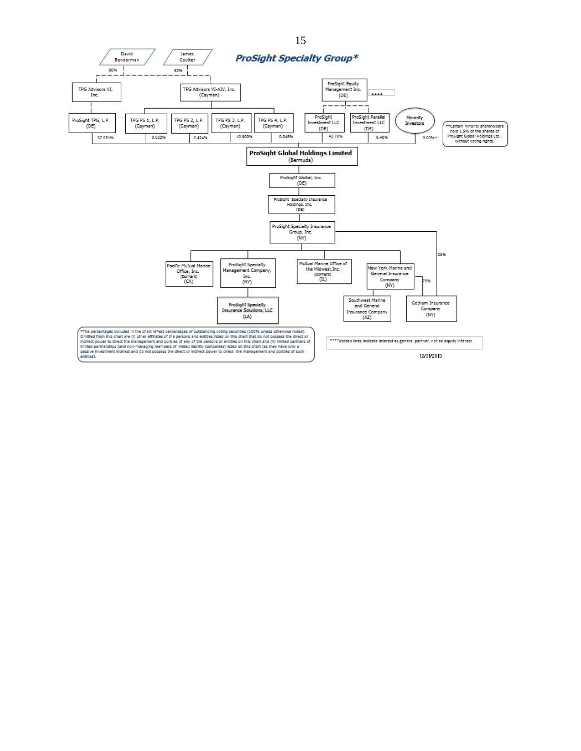# ProSight Specialty Group*

David Bonderman — 50% — TPG Advisors VI, Inc.

James Coulter — 50% — TPG Advisors VI-AIV, Inc. (Cayman)

TPG Advisors VI, Inc. → ProSight TPG, L.P. (DE) — 37.051%

TPG Advisors VI-AIV, Inc. (Cayman) → TPG PS 1, L.P. (Cayman) — 0.022%; TPG PS 2, L.P. (Cayman) — 0.424%; TPG PS 3, L.P. (Cayman) — 10.900%; TPG PS 4, L.P. (Cayman) — 0.045%

ProSight Equity Management Inc. (DE) **** → ProSight Investment LLC (DE) — 43.70%; ProSight Parallel Investment LLC (DE) — 6.40%

Minority Investors — 0.00%**

**Certain Minority shareholders hold 1.5% of the shares of ProSight Global Holdings Ltd., without voting rights.

**ProSight Global Holdings Limited** (Bermuda)

ProSight Global, Inc. (DE)

ProSight Specialty Insurance Holdings, Inc. (DE)

ProSight Specialty Insurance Group, Inc. (NY)

- Pacific Mutual Marine Office, Inc. (Dormant) (CA)
- ProSight Specialty Management Company, Inc. (NY)
  - ProSight Specialty Insurance Solutions, LLC (LA)
- Mutual Marine Office of the Midwest, Inc. (Dormant) (IL)
- New York Marine and General Insurance Company (NY)
  - Southwest Marine and General Insurance Company (AZ)
  - Gotham Insurance Company (NY) — 75%
- Gotham Insurance Company (NY) — 25%

*The percentages included in the chart reflect percentages of outstanding voting securities (100% unless otherwise noted). Omitted from this chart are (i) other affiliates of the persons and entities listed on this chart that do not possess the direct or indirect power to direct the management and policies of any of the persons or entities on this chart and (ii) limited partners of limited partnerships (and non-managing members of limited liability companies) listed on this chart (as they have only a passive investment interest and do not possess the direct or indirect power to direct the management and policies of such entities).

****dotted lines indicate interest as general partner, not an equity interest

12/31/2013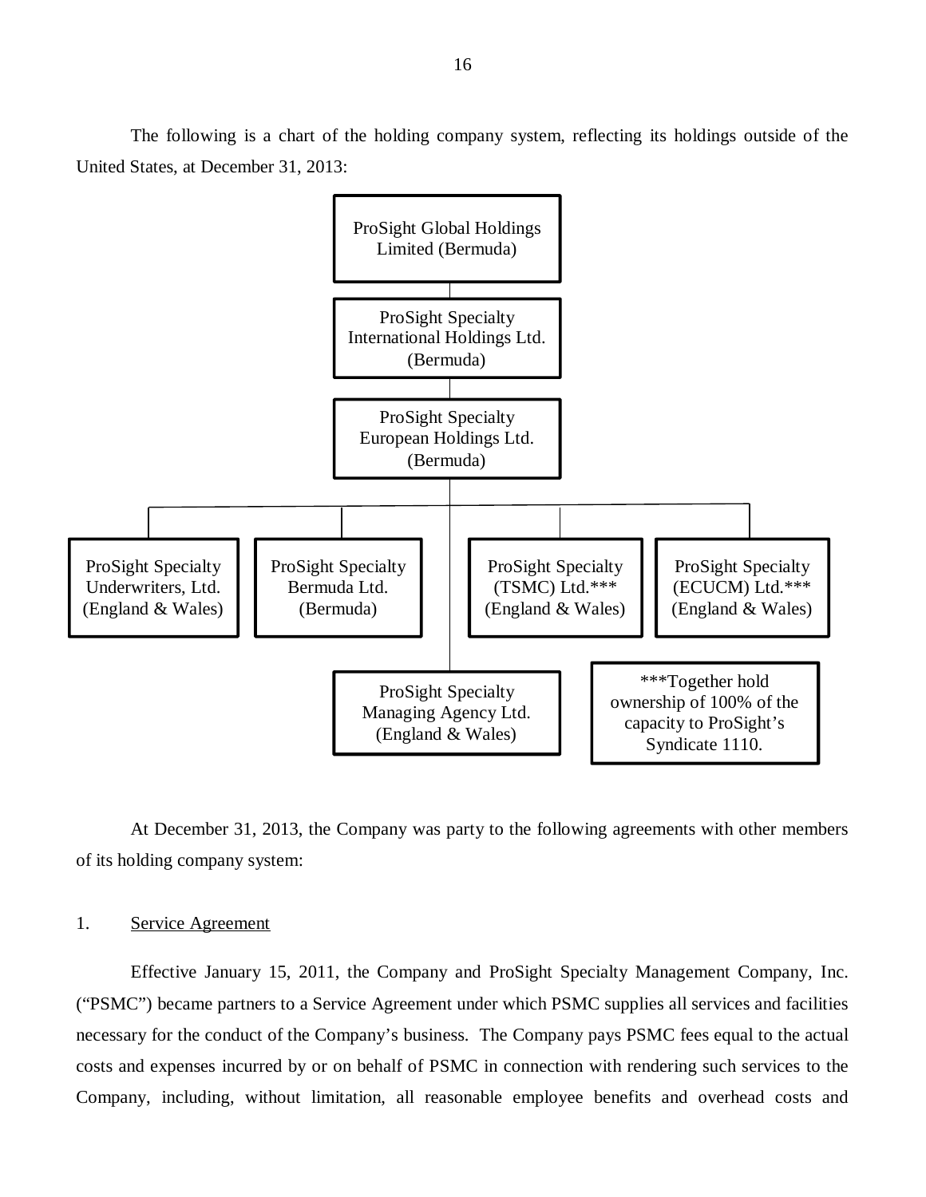The following is a chart of the holding company system, reflecting its holdings outside of the United States, at December 31, 2013:

- ProSight Global Holdings Limited (Bermuda)
  - ProSight Specialty International Holdings Ltd. (Bermuda)
    - ProSight Specialty European Holdings Ltd. (Bermuda)
      - ProSight Specialty Underwriters, Ltd. (England & Wales)
      - ProSight Specialty Bermuda Ltd. (Bermuda)
      - ProSight Specialty Managing Agency Ltd. (England & Wales)
      - ProSight Specialty (TSMC) Ltd.*** (England & Wales)
      - ProSight Specialty (ECUCM) Ltd.*** (England & Wales)

***Together hold ownership of 100% of the capacity to ProSight's Syndicate 1110.

At December 31, 2013, the Company was party to the following agreements with other members of its holding company system:

1. Service Agreement

Effective January 15, 2011, the Company and ProSight Specialty Management Company, Inc. ("PSMC") became partners to a Service Agreement under which PSMC supplies all services and facilities necessary for the conduct of the Company's business. The Company pays PSMC fees equal to the actual costs and expenses incurred by or on behalf of PSMC in connection with rendering such services to the Company, including, without limitation, all reasonable employee benefits and overhead costs and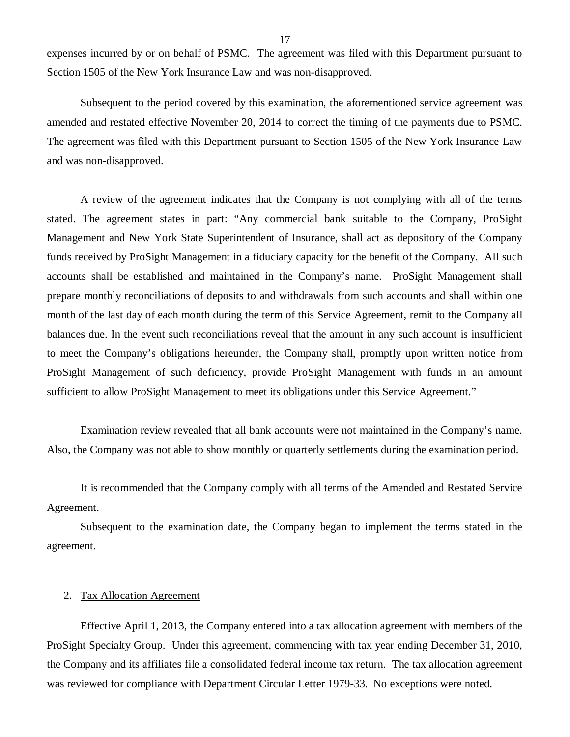expenses incurred by or on behalf of PSMC. The agreement was filed with this Department pursuant to Section 1505 of the New York Insurance Law and was non-disapproved.

Subsequent to the period covered by this examination, the aforementioned service agreement was amended and restated effective November 20, 2014 to correct the timing of the payments due to PSMC. The agreement was filed with this Department pursuant to Section 1505 of the New York Insurance Law and was non-disapproved.

A review of the agreement indicates that the Company is not complying with all of the terms stated. The agreement states in part: "Any commercial bank suitable to the Company, ProSight Management and New York State Superintendent of Insurance, shall act as depository of the Company funds received by ProSight Management in a fiduciary capacity for the benefit of the Company. All such accounts shall be established and maintained in the Company's name. ProSight Management shall prepare monthly reconciliations of deposits to and withdrawals from such accounts and shall within one month of the last day of each month during the term of this Service Agreement, remit to the Company all balances due. In the event such reconciliations reveal that the amount in any such account is insufficient to meet the Company's obligations hereunder, the Company shall, promptly upon written notice from ProSight Management of such deficiency, provide ProSight Management with funds in an amount sufficient to allow ProSight Management to meet its obligations under this Service Agreement."

Examination review revealed that all bank accounts were not maintained in the Company's name. Also, the Company was not able to show monthly or quarterly settlements during the examination period.

It is recommended that the Company comply with all terms of the Amended and Restated Service Agreement.

Subsequent to the examination date, the Company began to implement the terms stated in the agreement.

2. Tax Allocation Agreement

Effective April 1, 2013, the Company entered into a tax allocation agreement with members of the ProSight Specialty Group. Under this agreement, commencing with tax year ending December 31, 2010, the Company and its affiliates file a consolidated federal income tax return. The tax allocation agreement was reviewed for compliance with Department Circular Letter 1979-33. No exceptions were noted.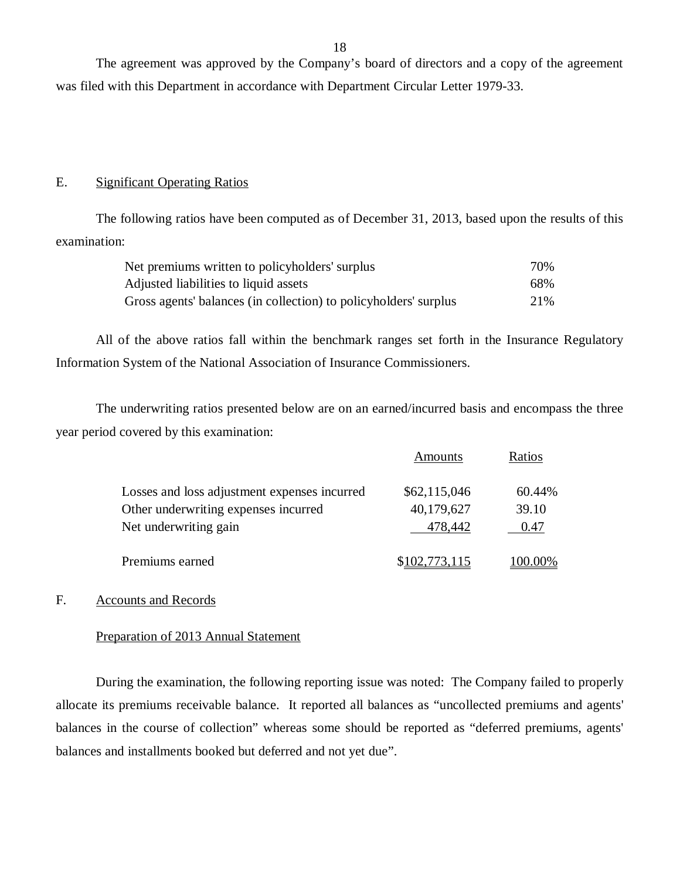The agreement was approved by the Company's board of directors and a copy of the agreement was filed with this Department in accordance with Department Circular Letter 1979-33.

## E. Significant Operating Ratios

The following ratios have been computed as of December 31, 2013, based upon the results of this examination:

| | |
|---|---|
| Net premiums written to policyholders' surplus | 70% |
| Adjusted liabilities to liquid assets | 68% |
| Gross agents' balances (in collection) to policyholders' surplus | 21% |

All of the above ratios fall within the benchmark ranges set forth in the Insurance Regulatory Information System of the National Association of Insurance Commissioners.

The underwriting ratios presented below are on an earned/incurred basis and encompass the three year period covered by this examination:

| | Amounts | Ratios |
|---|---|---|
| Losses and loss adjustment expenses incurred | $62,115,046 | 60.44% |
| Other underwriting expenses incurred | 40,179,627 | 39.10 |
| Net underwriting gain | 478,442 | 0.47 |
| Premiums earned | $102,773,115 | 100.00% |

## F. Accounts and Records

### Preparation of 2013 Annual Statement

During the examination, the following reporting issue was noted: The Company failed to properly allocate its premiums receivable balance. It reported all balances as "uncollected premiums and agents' balances in the course of collection" whereas some should be reported as "deferred premiums, agents' balances and installments booked but deferred and not yet due".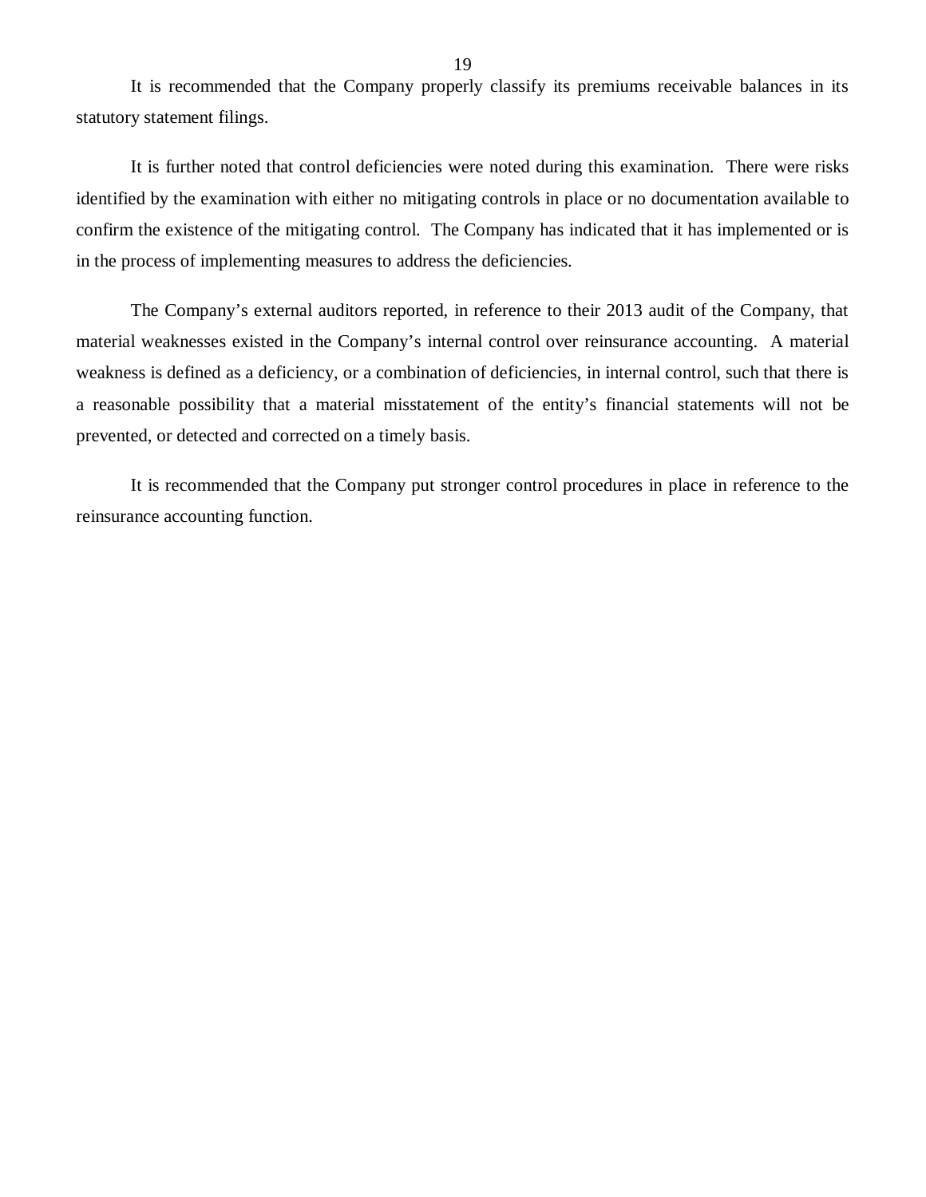It is recommended that the Company properly classify its premiums receivable balances in its statutory statement filings.

It is further noted that control deficiencies were noted during this examination. There were risks identified by the examination with either no mitigating controls in place or no documentation available to confirm the existence of the mitigating control. The Company has indicated that it has implemented or is in the process of implementing measures to address the deficiencies.

The Company's external auditors reported, in reference to their 2013 audit of the Company, that material weaknesses existed in the Company's internal control over reinsurance accounting. A material weakness is defined as a deficiency, or a combination of deficiencies, in internal control, such that there is a reasonable possibility that a material misstatement of the entity's financial statements will not be prevented, or detected and corrected on a timely basis.

It is recommended that the Company put stronger control procedures in place in reference to the reinsurance accounting function.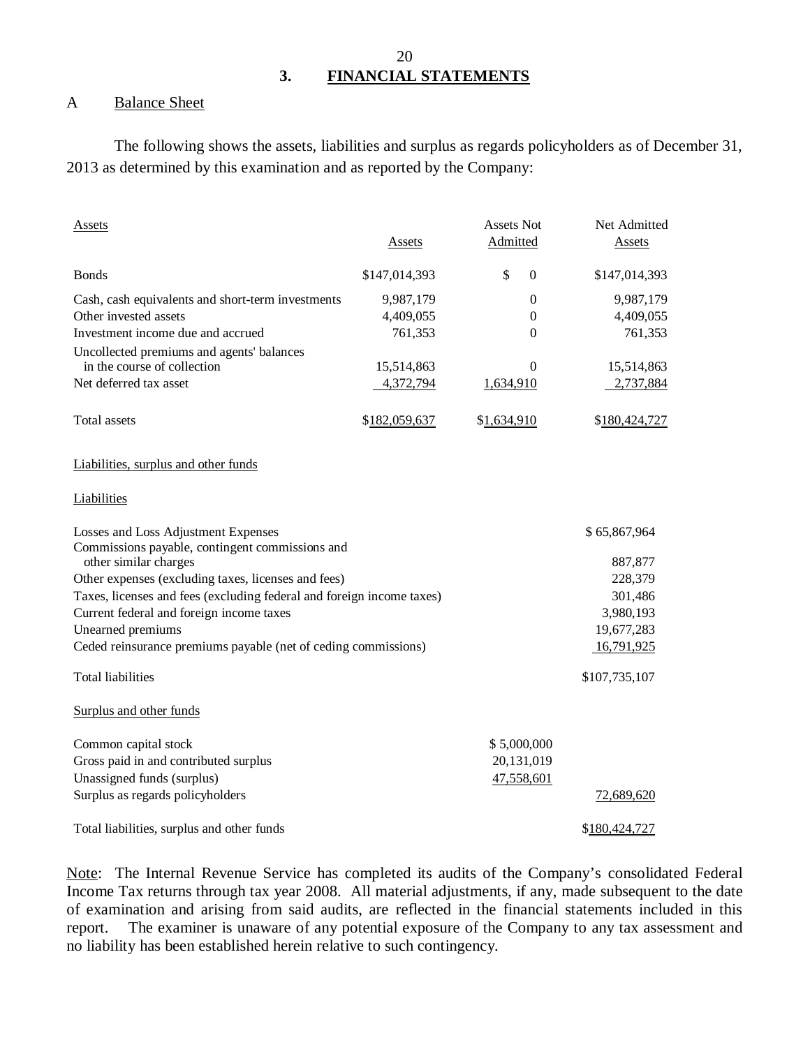## 3. FINANCIAL STATEMENTS

A Balance Sheet

The following shows the assets, liabilities and surplus as regards policyholders as of December 31, 2013 as determined by this examination and as reported by the Company:

| Assets | Assets | Assets Not Admitted | Net Admitted Assets |
|---|---|---|---|
| Bonds | $147,014,393 | $ 0 | $147,014,393 |
| Cash, cash equivalents and short-term investments | 9,987,179 | 0 | 9,987,179 |
| Other invested assets | 4,409,055 | 0 | 4,409,055 |
| Investment income due and accrued | 761,353 | 0 | 761,353 |
| Uncollected premiums and agents' balances in the course of collection | 15,514,863 | 0 | 15,514,863 |
| Net deferred tax asset | 4,372,794 | 1,634,910 | 2,737,884 |
| Total assets | $182,059,637 | $1,634,910 | $180,424,727 |

Liabilities, surplus and other funds

| Liabilities | | |
|---|---|---|
| Losses and Loss Adjustment Expenses | | $ 65,867,964 |
| Commissions payable, contingent commissions and other similar charges | | 887,877 |
| Other expenses (excluding taxes, licenses and fees) | | 228,379 |
| Taxes, licenses and fees (excluding federal and foreign income taxes) | | 301,486 |
| Current federal and foreign income taxes | | 3,980,193 |
| Unearned premiums | | 19,677,283 |
| Ceded reinsurance premiums payable (net of ceding commissions) | | 16,791,925 |
| Total liabilities | | $107,735,107 |
| **Surplus and other funds** | | |
| Common capital stock | $ 5,000,000 | |
| Gross paid in and contributed surplus | 20,131,019 | |
| Unassigned funds (surplus) | 47,558,601 | |
| Surplus as regards policyholders | | 72,689,620 |
| Total liabilities, surplus and other funds | | $180,424,727 |

Note: The Internal Revenue Service has completed its audits of the Company's consolidated Federal Income Tax returns through tax year 2008. All material adjustments, if any, made subsequent to the date of examination and arising from said audits, are reflected in the financial statements included in this report. The examiner is unaware of any potential exposure of the Company to any tax assessment and no liability has been established herein relative to such contingency.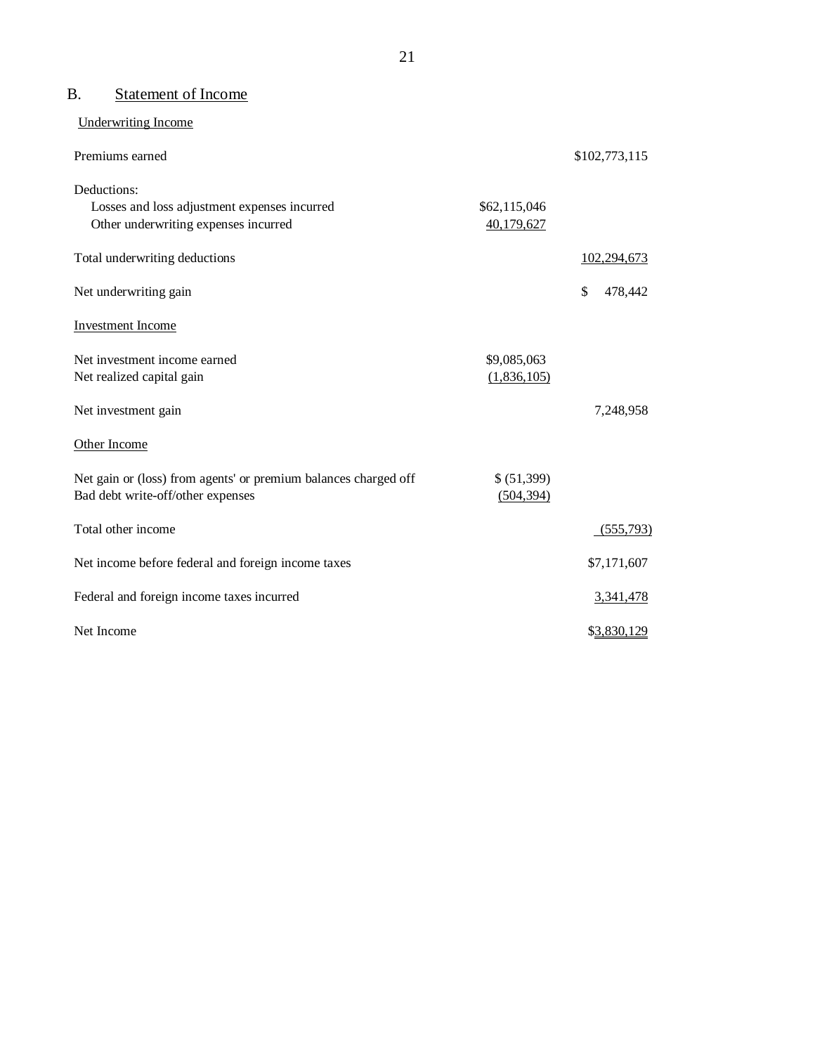## B. Statement of Income

Underwriting Income

| | | |
|---|---|---|
| Premiums earned | | $102,773,115 |
| Deductions: | | |
| Losses and loss adjustment expenses incurred | $62,115,046 | |
| Other underwriting expenses incurred | 40,179,627 | |
| Total underwriting deductions | | 102,294,673 |
| Net underwriting gain | | $ 478,442 |
| Investment Income | | |
| Net investment income earned | $9,085,063 | |
| Net realized capital gain | (1,836,105) | |
| Net investment gain | | 7,248,958 |
| Other Income | | |
| Net gain or (loss) from agents' or premium balances charged off | $ (51,399) | |
| Bad debt write-off/other expenses | (504,394) | |
| Total other income | | (555,793) |
| Net income before federal and foreign income taxes | | $7,171,607 |
| Federal and foreign income taxes incurred | | 3,341,478 |
| Net Income | | $3,830,129 |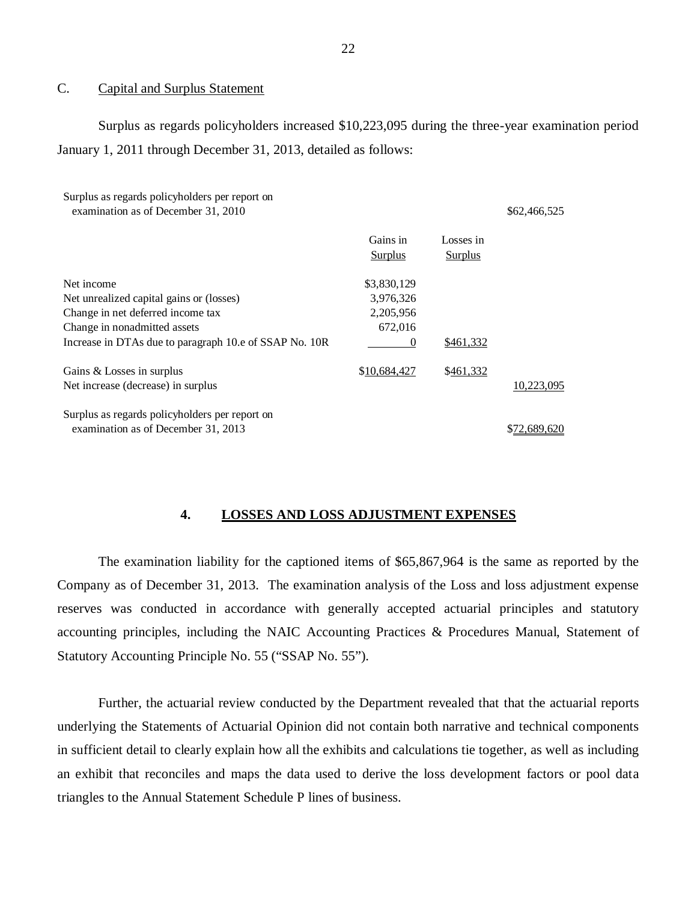C. Capital and Surplus Statement

Surplus as regards policyholders increased $10,223,095 during the three-year examination period January 1, 2011 through December 31, 2013, detailed as follows:

| | Gains in Surplus | Losses in Surplus | |
|---|---|---|---|
| Surplus as regards policyholders per report on examination as of December 31, 2010 | | | $62,466,525 |
| Net income | $3,830,129 | | |
| Net unrealized capital gains or (losses) | 3,976,326 | | |
| Change in net deferred income tax | 2,205,956 | | |
| Change in nonadmitted assets | 672,016 | | |
| Increase in DTAs due to paragraph 10.e of SSAP No. 10R | 0 | $461,332 | |
| Gains & Losses in surplus | $10,684,427 | $461,332 | |
| Net increase (decrease) in surplus | | | 10,223,095 |
| Surplus as regards policyholders per report on examination as of December 31, 2013 | | | $72,689,620 |

## 4. LOSSES AND LOSS ADJUSTMENT EXPENSES

The examination liability for the captioned items of $65,867,964 is the same as reported by the Company as of December 31, 2013. The examination analysis of the Loss and loss adjustment expense reserves was conducted in accordance with generally accepted actuarial principles and statutory accounting principles, including the NAIC Accounting Practices & Procedures Manual, Statement of Statutory Accounting Principle No. 55 ("SSAP No. 55").

Further, the actuarial review conducted by the Department revealed that that the actuarial reports underlying the Statements of Actuarial Opinion did not contain both narrative and technical components in sufficient detail to clearly explain how all the exhibits and calculations tie together, as well as including an exhibit that reconciles and maps the data used to derive the loss development factors or pool data triangles to the Annual Statement Schedule P lines of business.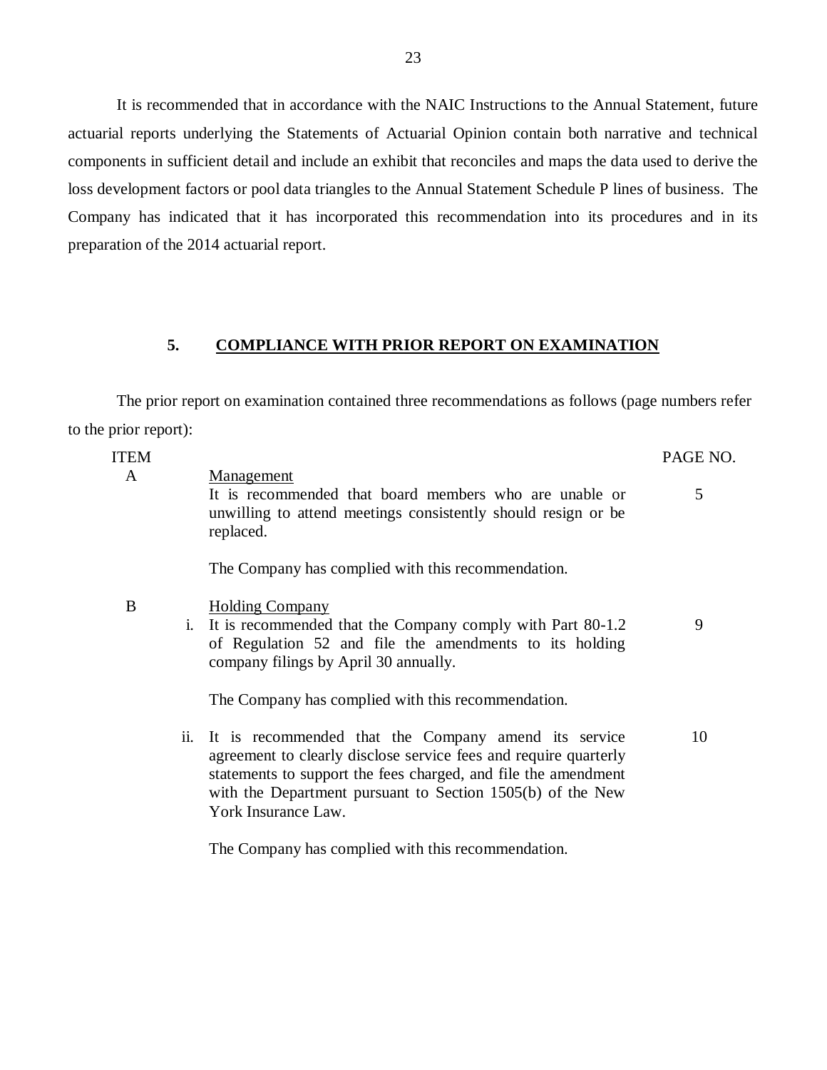It is recommended that in accordance with the NAIC Instructions to the Annual Statement, future actuarial reports underlying the Statements of Actuarial Opinion contain both narrative and technical components in sufficient detail and include an exhibit that reconciles and maps the data used to derive the loss development factors or pool data triangles to the Annual Statement Schedule P lines of business. The Company has indicated that it has incorporated this recommendation into its procedures and in its preparation of the 2014 actuarial report.

## 5. COMPLIANCE WITH PRIOR REPORT ON EXAMINATION

The prior report on examination contained three recommendations as follows (page numbers refer to the prior report):

| ITEM | | | PAGE NO. |
|---|---|---|---|
| A | | Management | |
| | | It is recommended that board members who are unable or unwilling to attend meetings consistently should resign or be replaced. | 5 |
| | | The Company has complied with this recommendation. | |
| B | | Holding Company | |
| | i. | It is recommended that the Company comply with Part 80-1.2 of Regulation 52 and file the amendments to its holding company filings by April 30 annually. | 9 |
| | | The Company has complied with this recommendation. | |
| | ii. | It is recommended that the Company amend its service agreement to clearly disclose service fees and require quarterly statements to support the fees charged, and file the amendment with the Department pursuant to Section 1505(b) of the New York Insurance Law. | 10 |
| | | The Company has complied with this recommendation. | |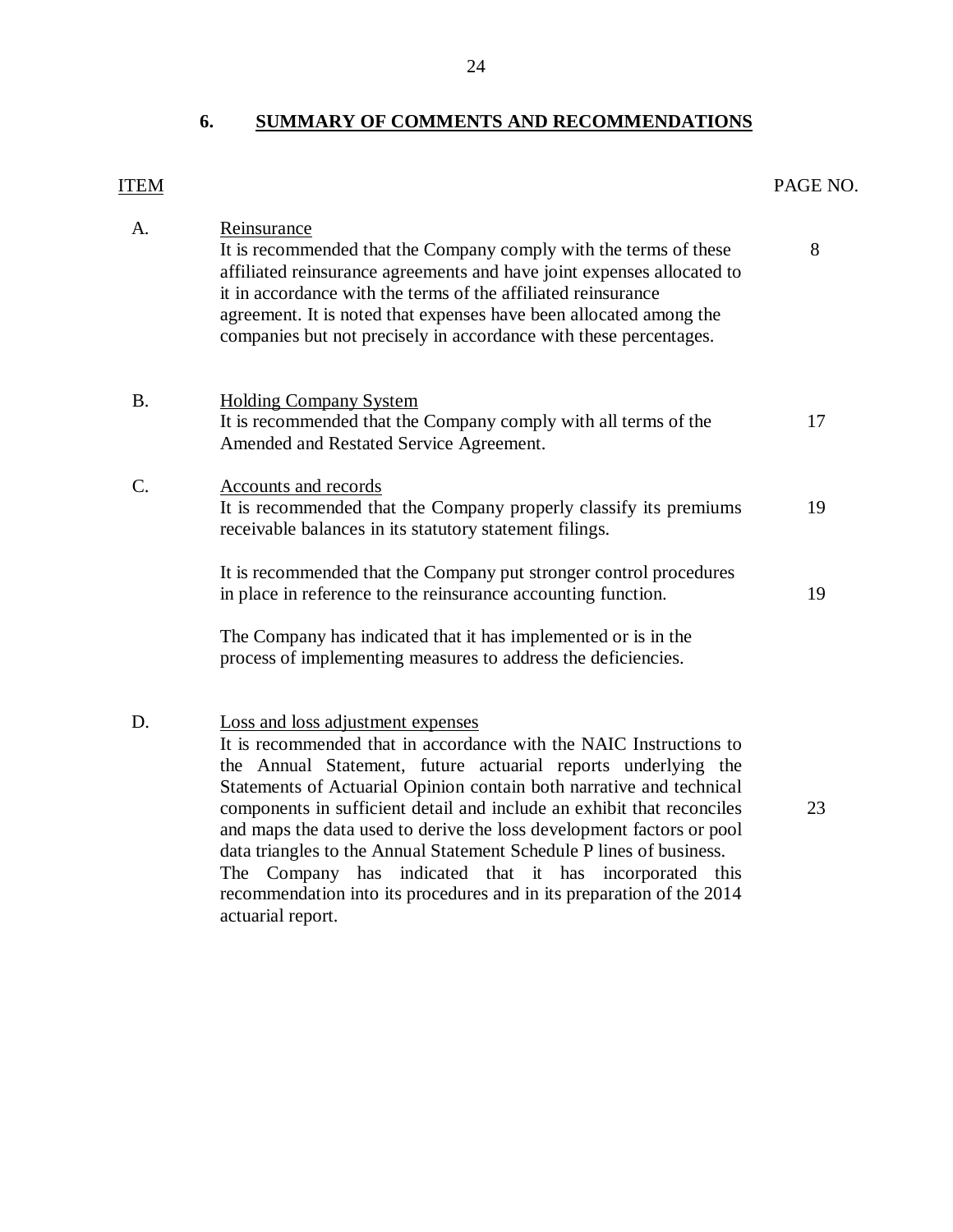## 6. SUMMARY OF COMMENTS AND RECOMMENDATIONS

| ITEM | | PAGE NO. |
|---|---|---|
| A. | Reinsurance<br>It is recommended that the Company comply with the terms of these affiliated reinsurance agreements and have joint expenses allocated to it in accordance with the terms of the affiliated reinsurance agreement. It is noted that expenses have been allocated among the companies but not precisely in accordance with these percentages. | 8 |
| B. | Holding Company System<br>It is recommended that the Company comply with all terms of the Amended and Restated Service Agreement. | 17 |
| C. | Accounts and records<br>It is recommended that the Company properly classify its premiums receivable balances in its statutory statement filings. | 19 |
| | It is recommended that the Company put stronger control procedures in place in reference to the reinsurance accounting function. | 19 |
| | The Company has indicated that it has implemented or is in the process of implementing measures to address the deficiencies. | |
| D. | Loss and loss adjustment expenses<br>It is recommended that in accordance with the NAIC Instructions to the Annual Statement, future actuarial reports underlying the Statements of Actuarial Opinion contain both narrative and technical components in sufficient detail and include an exhibit that reconciles and maps the data used to derive the loss development factors or pool data triangles to the Annual Statement Schedule P lines of business. The Company has indicated that it has incorporated this recommendation into its procedures and in its preparation of the 2014 actuarial report. | 23 |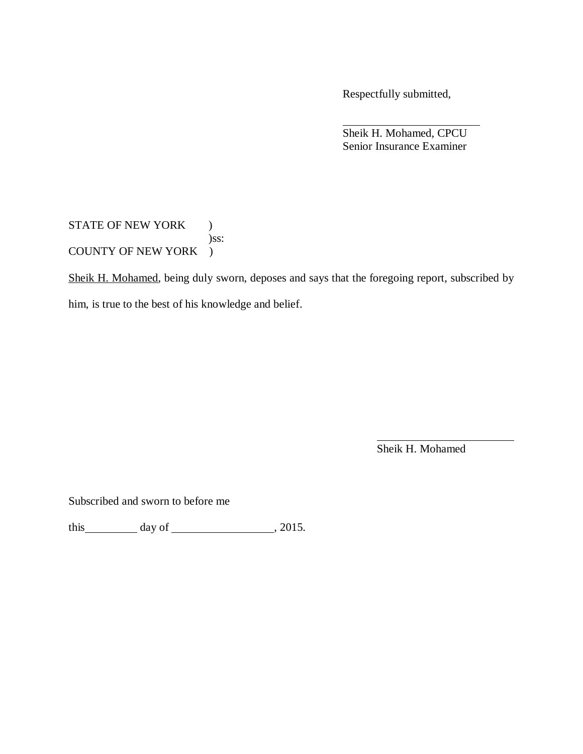Respectfully submitted,

\_\_\_\_\_\_\_\_\_\_\_\_\_\_\_\_\_\_\_\_\_\_\_\_

Sheik H. Mohamed, CPCU
Senior Insurance Examiner

STATE OF NEW YORK )
)ss:
COUNTY OF NEW YORK )

Sheik H. Mohamed, being duly sworn, deposes and says that the foregoing report, subscribed by him, is true to the best of his knowledge and belief.

\_\_\_\_\_\_\_\_\_\_\_\_\_\_\_\_\_\_\_\_\_\_\_\_

Sheik H. Mohamed

Subscribed and sworn to before me

this \_\_\_\_\_\_\_\_\_ day of \_\_\_\_\_\_\_\_\_\_\_\_\_\_\_\_\_\_, 2015.